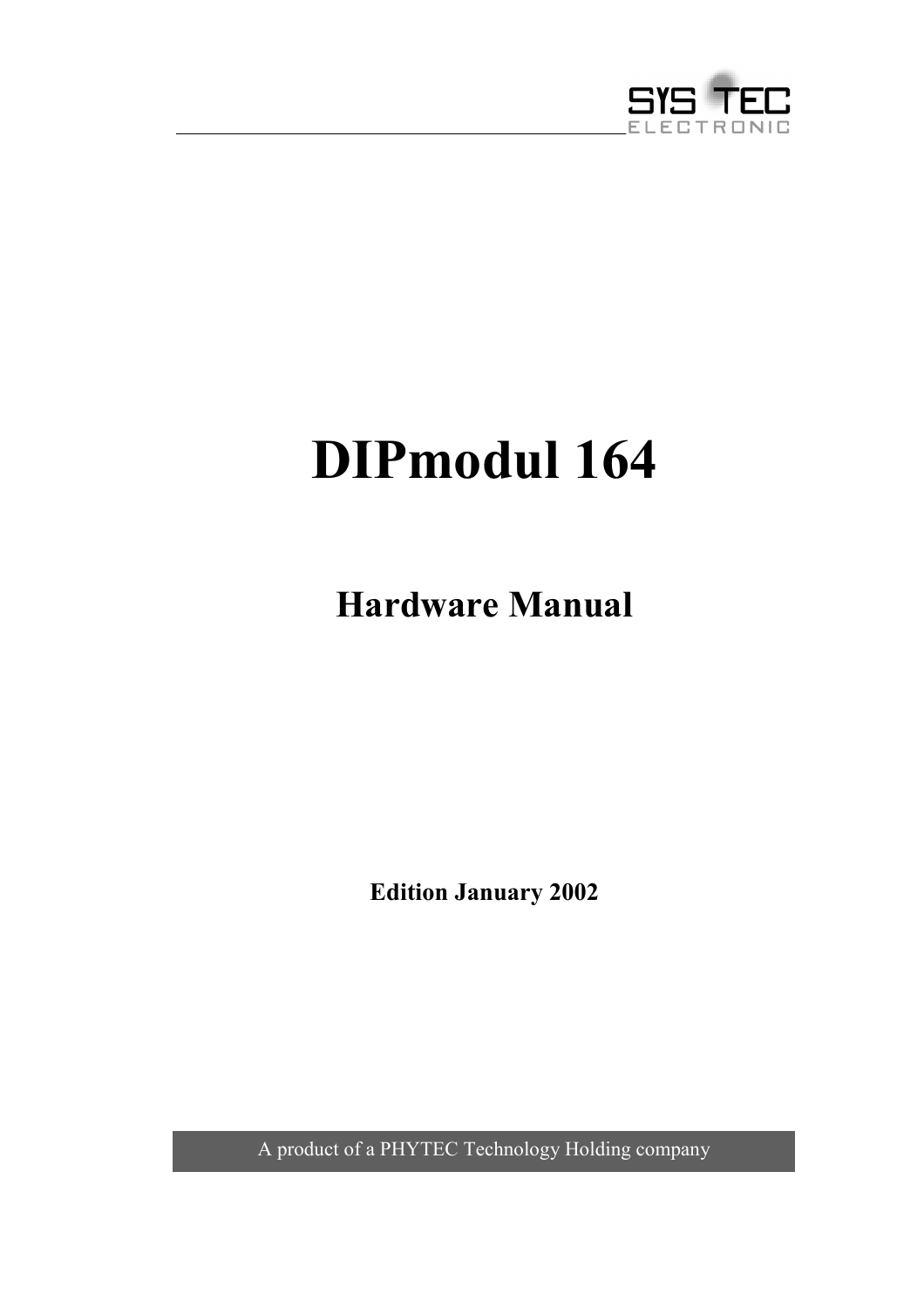SYS TEC
ELECTRONIC

# DIPmodul 164

## Hardware Manual

**Edition January 2002**

A product of a PHYTEC Technology Holding company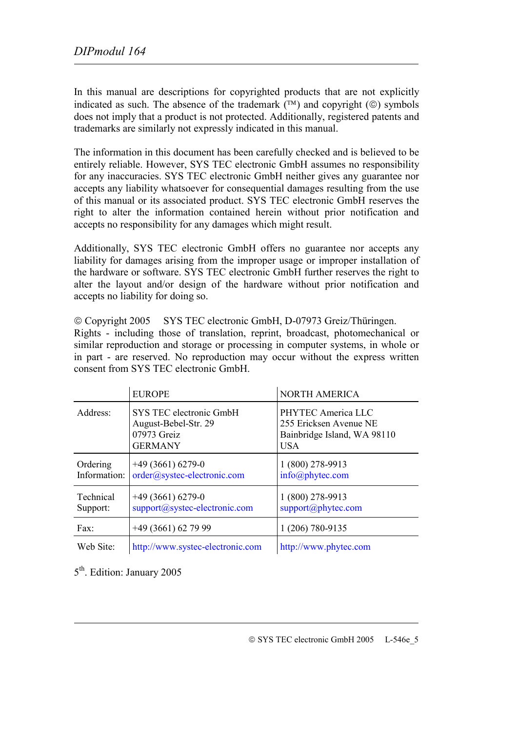In this manual are descriptions for copyrighted products that are not explicitly indicated as such. The absence of the trademark (™) and copyright (©) symbols does not imply that a product is not protected. Additionally, registered patents and trademarks are similarly not expressly indicated in this manual.

The information in this document has been carefully checked and is believed to be entirely reliable. However, SYS TEC electronic GmbH assumes no responsibility for any inaccuracies. SYS TEC electronic GmbH neither gives any guarantee nor accepts any liability whatsoever for consequential damages resulting from the use of this manual or its associated product. SYS TEC electronic GmbH reserves the right to alter the information contained herein without prior notification and accepts no responsibility for any damages which might result.

Additionally, SYS TEC electronic GmbH offers no guarantee nor accepts any liability for damages arising from the improper usage or improper installation of the hardware or software. SYS TEC electronic GmbH further reserves the right to alter the layout and/or design of the hardware without prior notification and accepts no liability for doing so.

© Copyright 2005 SYS TEC electronic GmbH, D-07973 Greiz/Thüringen.
Rights - including those of translation, reprint, broadcast, photomechanical or similar reproduction and storage or processing in computer systems, in whole or in part - are reserved. No reproduction may occur without the express written consent from SYS TEC electronic GmbH.

| | EUROPE | NORTH AMERICA |
|---|---|---|
| Address: | SYS TEC electronic GmbH<br>August-Bebel-Str. 29<br>07973 Greiz<br>GERMANY | PHYTEC America LLC<br>255 Ericksen Avenue NE<br>Bainbridge Island, WA 98110<br>USA |
| Ordering Information: | +49 (3661) 6279-0<br>order@systec-electronic.com | 1 (800) 278-9913<br>info@phytec.com |
| Technical Support: | +49 (3661) 6279-0<br>support@systec-electronic.com | 1 (800) 278-9913<br>support@phytec.com |
| Fax: | +49 (3661) 62 79 99 | 1 (206) 780-9135 |
| Web Site: | http://www.systec-electronic.com | http://www.phytec.com |

5th. Edition: January 2005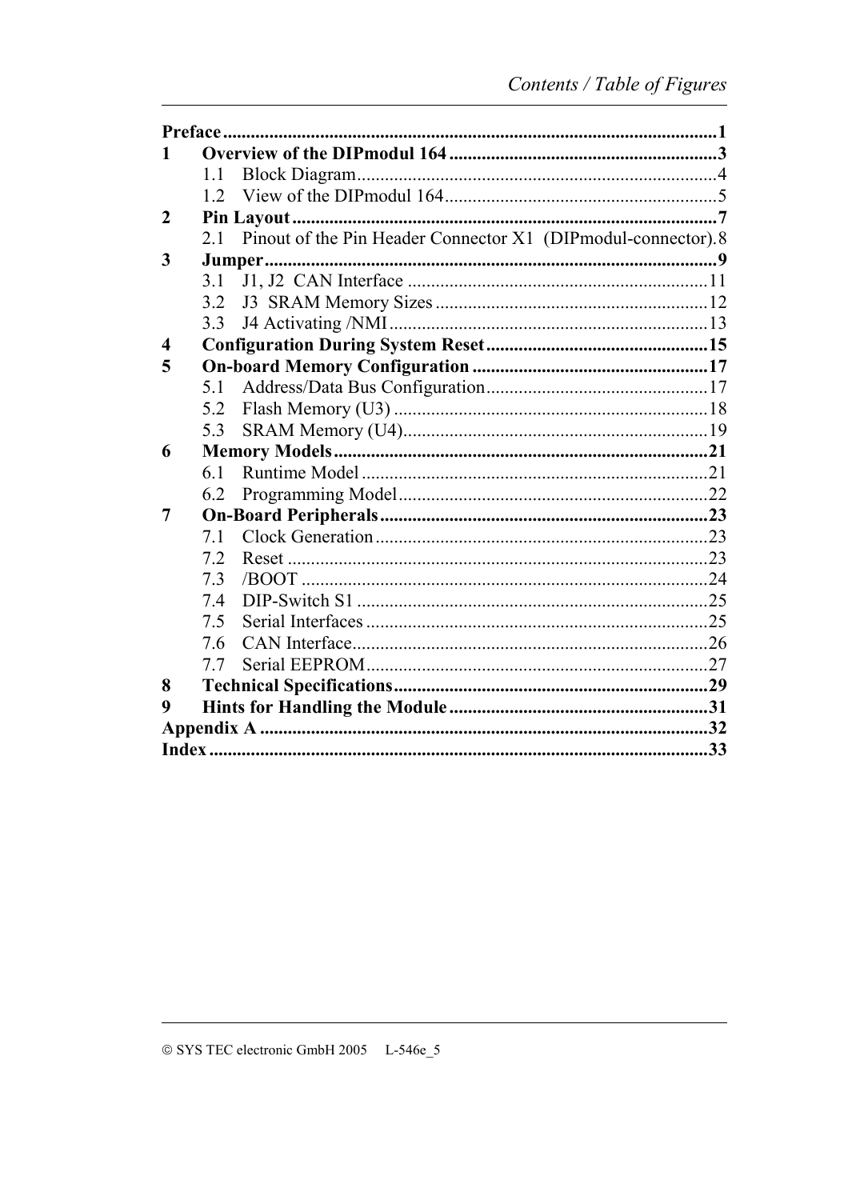| | | |
|---|---|---|
| **Preface** | | **1** |
| **1** | **Overview of the DIPmodul 164** | **3** |
| | 1.1 Block Diagram | 4 |
| | 1.2 View of the DIPmodul 164 | 5 |
| **2** | **Pin Layout** | **7** |
| | 2.1 Pinout of the Pin Header Connector X1 (DIPmodul-connector) | 8 |
| **3** | **Jumper** | **9** |
| | 3.1 J1, J2 CAN Interface | 11 |
| | 3.2 J3 SRAM Memory Sizes | 12 |
| | 3.3 J4 Activating /NMI | 13 |
| **4** | **Configuration During System Reset** | **15** |
| **5** | **On-board Memory Configuration** | **17** |
| | 5.1 Address/Data Bus Configuration | 17 |
| | 5.2 Flash Memory (U3) | 18 |
| | 5.3 SRAM Memory (U4) | 19 |
| **6** | **Memory Models** | **21** |
| | 6.1 Runtime Model | 21 |
| | 6.2 Programming Model | 22 |
| **7** | **On-Board Peripherals** | **23** |
| | 7.1 Clock Generation | 23 |
| | 7.2 Reset | 23 |
| | 7.3 /BOOT | 24 |
| | 7.4 DIP-Switch S1 | 25 |
| | 7.5 Serial Interfaces | 25 |
| | 7.6 CAN Interface | 26 |
| | 7.7 Serial EEPROM | 27 |
| **8** | **Technical Specifications** | **29** |
| **9** | **Hints for Handling the Module** | **31** |
| **Appendix A** | | **32** |
| **Index** | | **33** |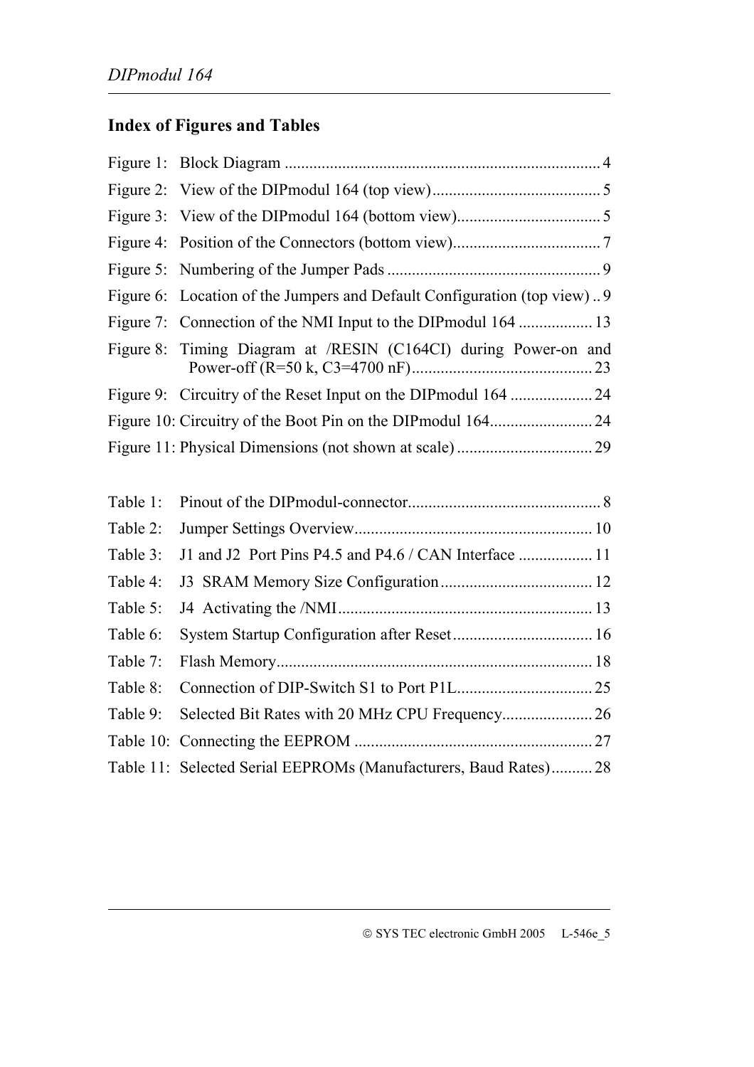## Index of Figures and Tables

Figure 1: Block Diagram ........................................................................... 4

Figure 2: View of the DIPmodul 164 (top view)......................................... 5

Figure 3: View of the DIPmodul 164 (bottom view)................................... 5

Figure 4: Position of the Connectors (bottom view).................................... 7

Figure 5: Numbering of the Jumper Pads ................................................... 9

Figure 6: Location of the Jumpers and Default Configuration (top view) .. 9

Figure 7: Connection of the NMI Input to the DIPmodul 164 .................. 13

Figure 8: Timing Diagram at /RESIN (C164CI) during Power-on and Power-off (R=50 k, C3=4700 nF)............................................ 23

Figure 9: Circuitry of the Reset Input on the DIPmodul 164 .................... 24

Figure 10: Circuitry of the Boot Pin on the DIPmodul 164......................... 24

Figure 11: Physical Dimensions (not shown at scale) ................................. 29

Table 1: Pinout of the DIPmodul-connector............................................... 8

Table 2: Jumper Settings Overview.......................................................... 10

Table 3: J1 and J2 Port Pins P4.5 and P4.6 / CAN Interface .................. 11

Table 4: J3 SRAM Memory Size Configuration..................................... 12

Table 5: J4 Activating the /NMI............................................................. 13

Table 6: System Startup Configuration after Reset.................................. 16

Table 7: Flash Memory............................................................................ 18

Table 8: Connection of DIP-Switch S1 to Port P1L................................. 25

Table 9: Selected Bit Rates with 20 MHz CPU Frequency...................... 26

Table 10: Connecting the EEPROM .......................................................... 27

Table 11: Selected Serial EEPROMs (Manufacturers, Baud Rates).......... 28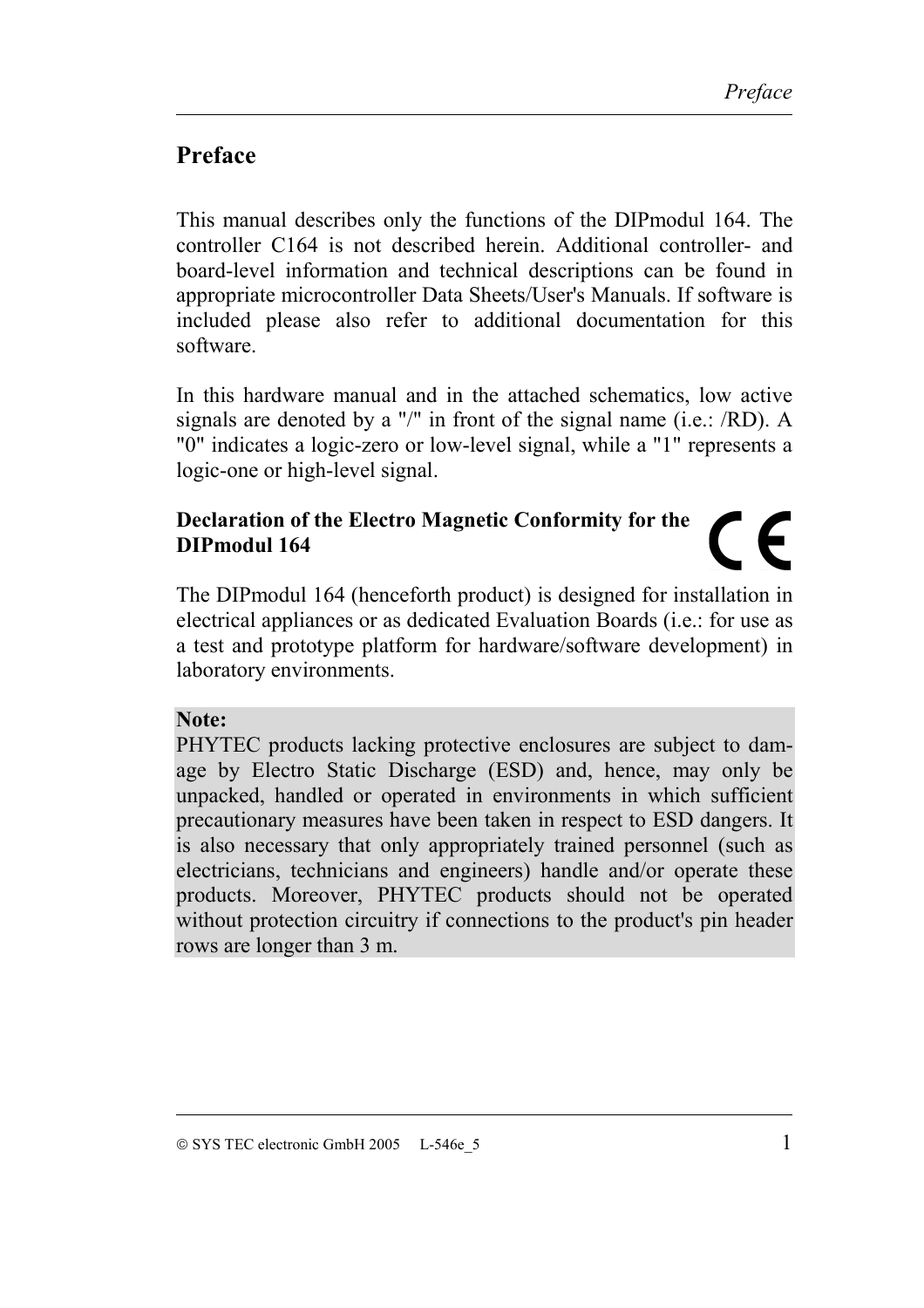# Preface

This manual describes only the functions of the DIPmodul 164. The controller C164 is not described herein. Additional controller- and board-level information and technical descriptions can be found in appropriate microcontroller Data Sheets/User's Manuals. If software is included please also refer to additional documentation for this software.

In this hardware manual and in the attached schematics, low active signals are denoted by a "/" in front of the signal name (i.e.: /RD). A "0" indicates a logic-zero or low-level signal, while a "1" represents a logic-one or high-level signal.

**Declaration of the Electro Magnetic Conformity for the DIPmodul 164**

The DIPmodul 164 (henceforth product) is designed for installation in electrical appliances or as dedicated Evaluation Boards (i.e.: for use as a test and prototype platform for hardware/software development) in laboratory environments.

**Note:**
PHYTEC products lacking protective enclosures are subject to damage by Electro Static Discharge (ESD) and, hence, may only be unpacked, handled or operated in environments in which sufficient precautionary measures have been taken in respect to ESD dangers. It is also necessary that only appropriately trained personnel (such as electricians, technicians and engineers) handle and/or operate these products. Moreover, PHYTEC products should not be operated without protection circuitry if connections to the product's pin header rows are longer than 3 m.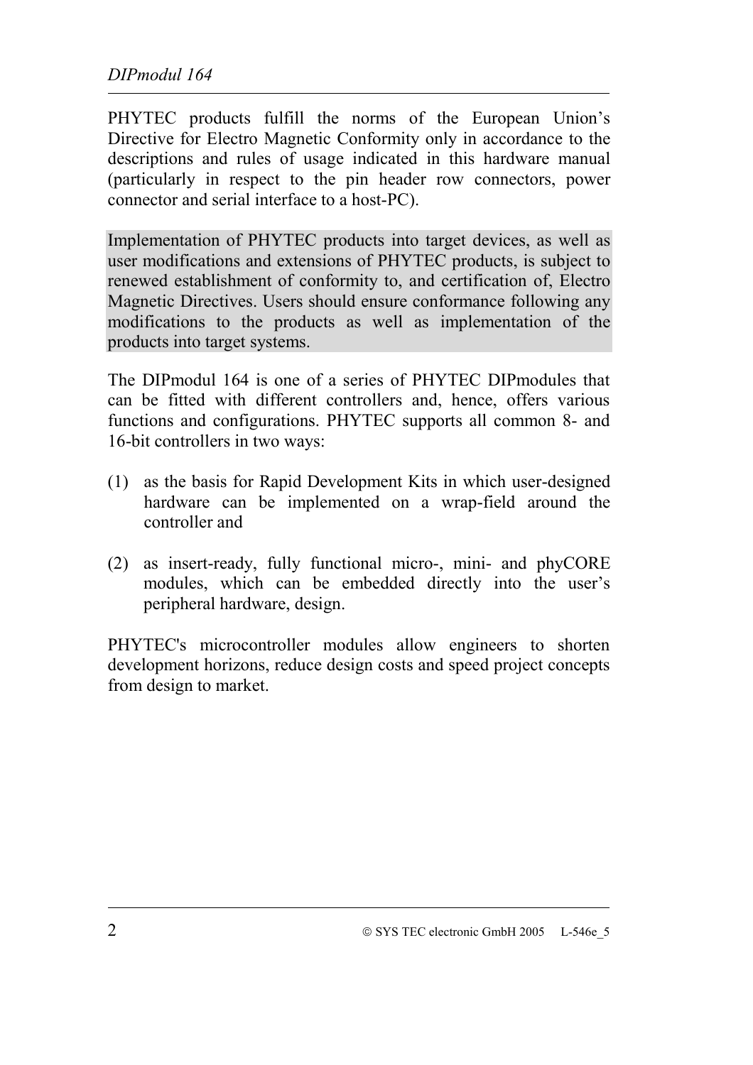PHYTEC products fulfill the norms of the European Union's Directive for Electro Magnetic Conformity only in accordance to the descriptions and rules of usage indicated in this hardware manual (particularly in respect to the pin header row connectors, power connector and serial interface to a host-PC).

Implementation of PHYTEC products into target devices, as well as user modifications and extensions of PHYTEC products, is subject to renewed establishment of conformity to, and certification of, Electro Magnetic Directives. Users should ensure conformance following any modifications to the products as well as implementation of the products into target systems.

The DIPmodul 164 is one of a series of PHYTEC DIPmodules that can be fitted with different controllers and, hence, offers various functions and configurations. PHYTEC supports all common 8- and 16-bit controllers in two ways:

(1) as the basis for Rapid Development Kits in which user-designed hardware can be implemented on a wrap-field around the controller and

(2) as insert-ready, fully functional micro-, mini- and phyCORE modules, which can be embedded directly into the user's peripheral hardware, design.

PHYTEC's microcontroller modules allow engineers to shorten development horizons, reduce design costs and speed project concepts from design to market.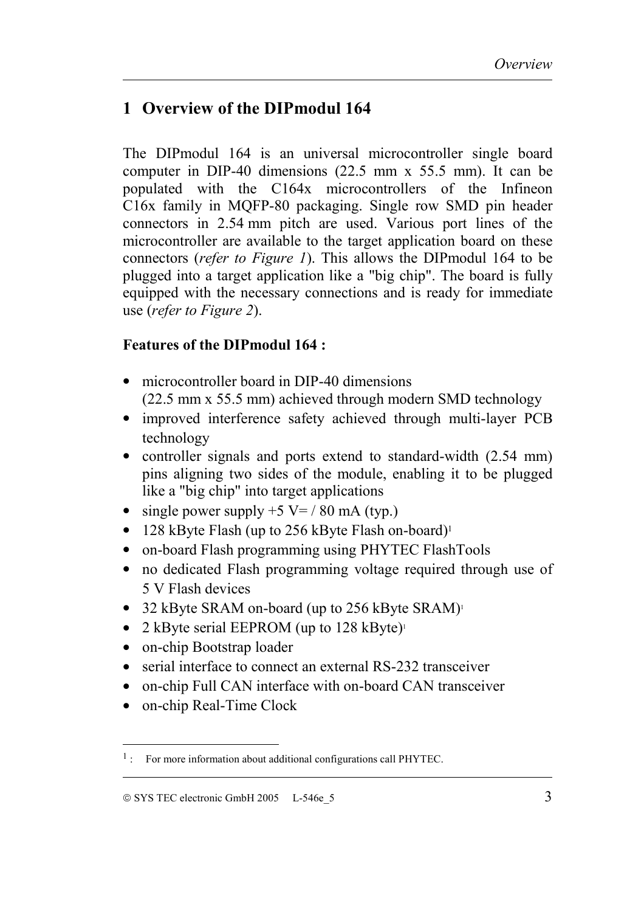# 1 Overview of the DIPmodul 164

The DIPmodul 164 is an universal microcontroller single board computer in DIP-40 dimensions (22.5 mm x 55.5 mm). It can be populated with the C164x microcontrollers of the Infineon C16x family in MQFP-80 packaging. Single row SMD pin header connectors in 2.54 mm pitch are used. Various port lines of the microcontroller are available to the target application board on these connectors (*refer to Figure 1*). This allows the DIPmodul 164 to be plugged into a target application like a "big chip". The board is fully equipped with the necessary connections and is ready for immediate use (*refer to Figure 2*).

**Features of the DIPmodul 164 :**

- microcontroller board in DIP-40 dimensions (22.5 mm x 55.5 mm) achieved through modern SMD technology
- improved interference safety achieved through multi-layer PCB technology
- controller signals and ports extend to standard-width (2.54 mm) pins aligning two sides of the module, enabling it to be plugged like a "big chip" into target applications
- single power supply +5 V= / 80 mA (typ.)
- 128 kByte Flash (up to 256 kByte Flash on-board)[1]
- on-board Flash programming using PHYTEC FlashTools
- no dedicated Flash programming voltage required through use of 5 V Flash devices
- 32 kByte SRAM on-board (up to 256 kByte SRAM)[1]
- 2 kByte serial EEPROM (up to 128 kByte)[1]
- on-chip Bootstrap loader
- serial interface to connect an external RS-232 transceiver
- on-chip Full CAN interface with on-board CAN transceiver
- on-chip Real-Time Clock

---

[1] : For more information about additional configurations call PHYTEC.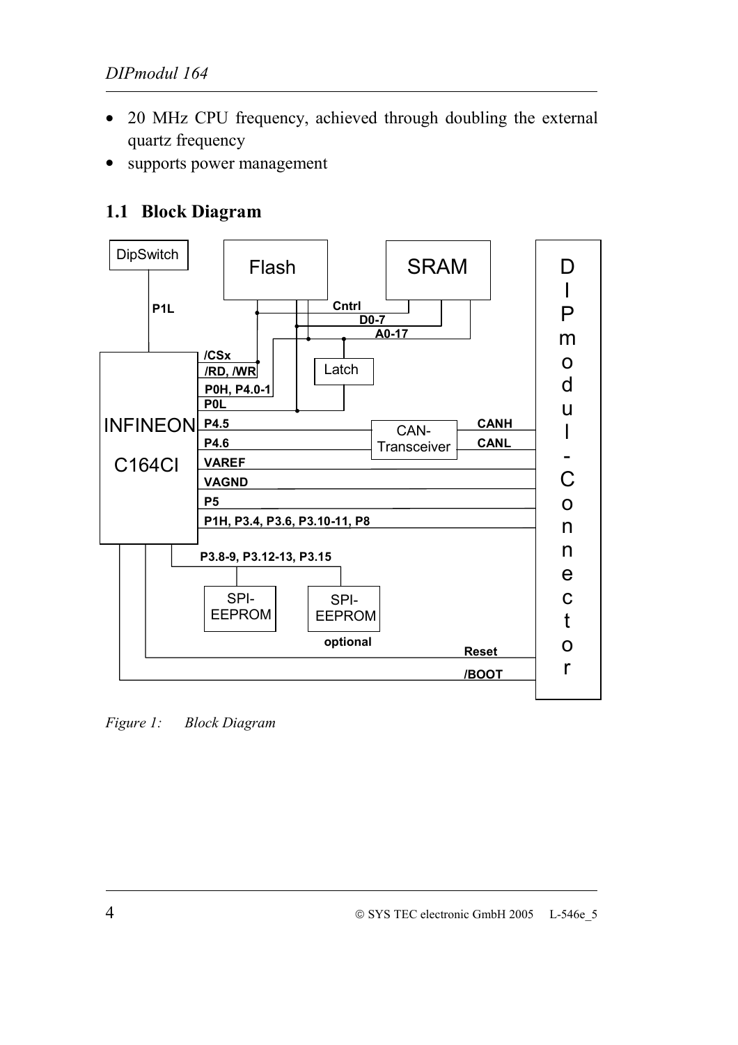- 20 MHz CPU frequency, achieved through doubling the external quartz frequency
- supports power management

## 1.1 Block Diagram

Figure 1: Block Diagram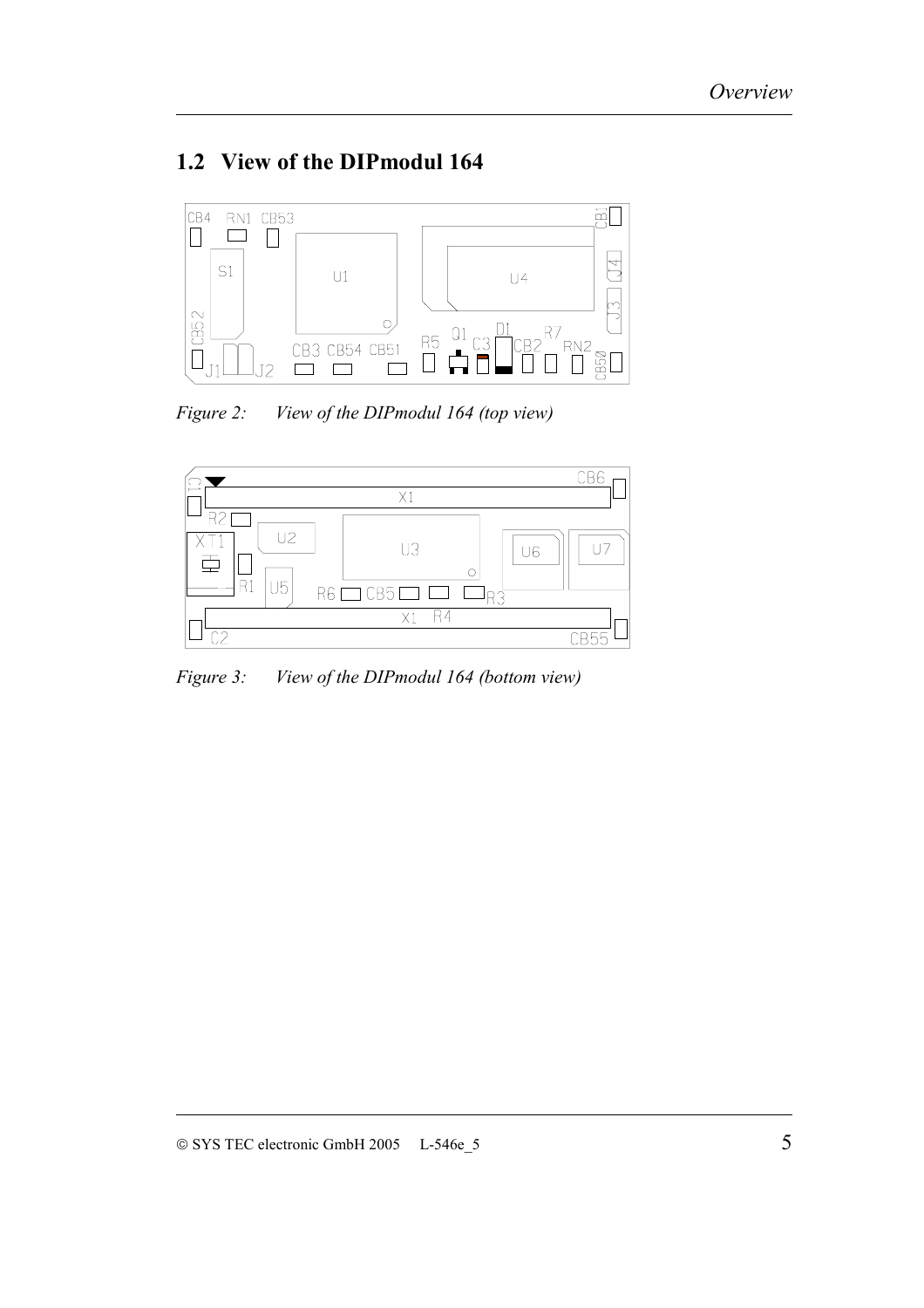## 1.2 View of the DIPmodul 164

*Figure 2: View of the DIPmodul 164 (top view)*

*Figure 3: View of the DIPmodul 164 (bottom view)*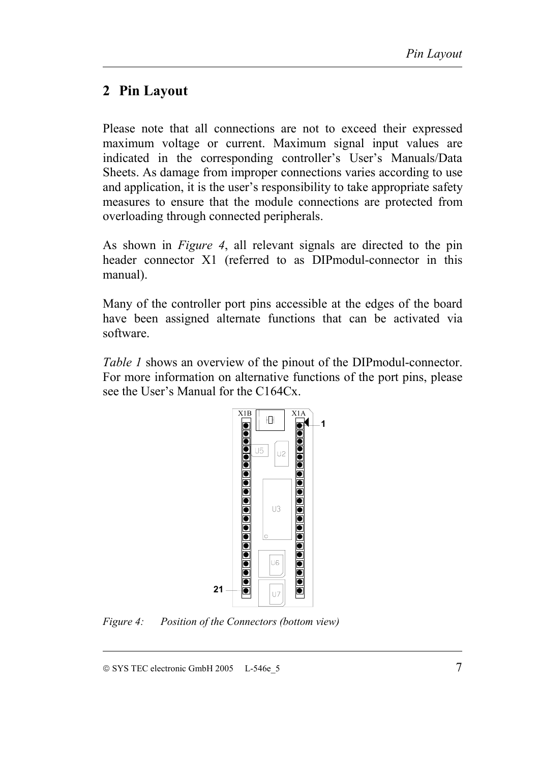## 2 Pin Layout

Please note that all connections are not to exceed their expressed maximum voltage or current. Maximum signal input values are indicated in the corresponding controller's User's Manuals/Data Sheets. As damage from improper connections varies according to use and application, it is the user's responsibility to take appropriate safety measures to ensure that the module connections are protected from overloading through connected peripherals.

As shown in *Figure 4*, all relevant signals are directed to the pin header connector X1 (referred to as DIPmodul-connector in this manual).

Many of the controller port pins accessible at the edges of the board have been assigned alternate functions that can be activated via software.

*Table 1* shows an overview of the pinout of the DIPmodul-connector. For more information on alternative functions of the port pins, please see the User's Manual for the C164Cx.

*Figure 4: Position of the Connectors (bottom view)*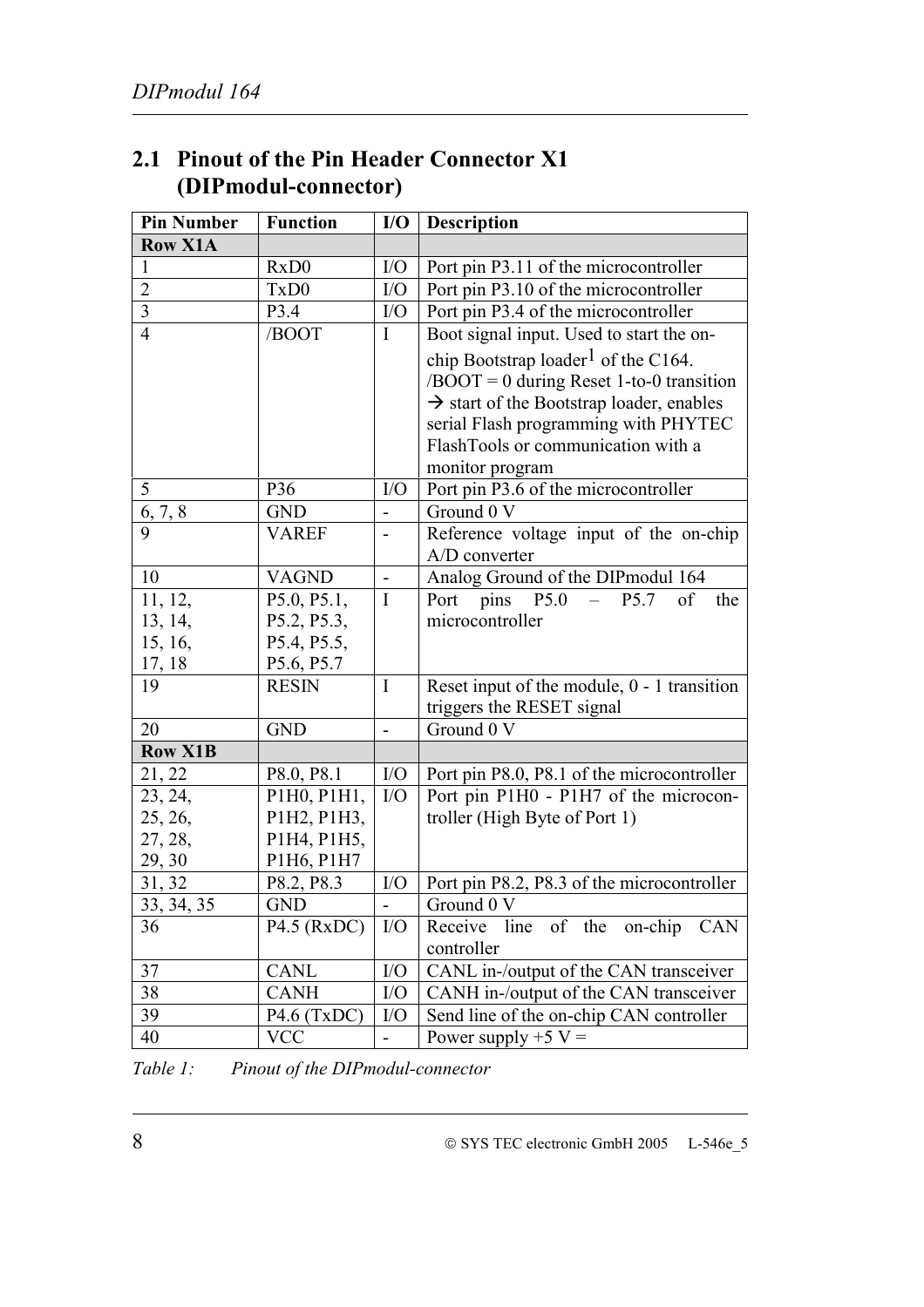## 2.1 Pinout of the Pin Header Connector X1 (DIPmodul-connector)

| Pin Number | Function | I/O | Description |
|---|---|---|---|
| **Row X1A** | | | |
| 1 | RxD0 | I/O | Port pin P3.11 of the microcontroller |
| 2 | TxD0 | I/O | Port pin P3.10 of the microcontroller |
| 3 | P3.4 | I/O | Port pin P3.4 of the microcontroller |
| 4 | /BOOT | I | Boot signal input. Used to start the on-chip Bootstrap loader[1] of the C164. /BOOT = 0 during Reset 1-to-0 transition → start of the Bootstrap loader, enables serial Flash programming with PHYTEC FlashTools or communication with a monitor program |
| 5 | P36 | I/O | Port pin P3.6 of the microcontroller |
| 6, 7, 8 | GND | - | Ground 0 V |
| 9 | VAREF | - | Reference voltage input of the on-chip A/D converter |
| 10 | VAGND | - | Analog Ground of the DIPmodul 164 |
| 11, 12, 13, 14, 15, 16, 17, 18 | P5.0, P5.1, P5.2, P5.3, P5.4, P5.5, P5.6, P5.7 | I | Port pins P5.0 – P5.7 of the microcontroller |
| 19 | RESIN | I | Reset input of the module, 0 - 1 transition triggers the RESET signal |
| 20 | GND | - | Ground 0 V |
| **Row X1B** | | | |
| 21, 22 | P8.0, P8.1 | I/O | Port pin P8.0, P8.1 of the microcontroller |
| 23, 24, 25, 26, 27, 28, 29, 30 | P1H0, P1H1, P1H2, P1H3, P1H4, P1H5, P1H6, P1H7 | I/O | Port pin P1H0 - P1H7 of the microcontroller (High Byte of Port 1) |
| 31, 32 | P8.2, P8.3 | I/O | Port pin P8.2, P8.3 of the microcontroller |
| 33, 34, 35 | GND | - | Ground 0 V |
| 36 | P4.5 (RxDC) | I/O | Receive line of the on-chip CAN controller |
| 37 | CANL | I/O | CANL in-/output of the CAN transceiver |
| 38 | CANH | I/O | CANH in-/output of the CAN transceiver |
| 39 | P4.6 (TxDC) | I/O | Send line of the on-chip CAN controller |
| 40 | VCC | - | Power supply +5 V = |

*Table 1: Pinout of the DIPmodul-connector*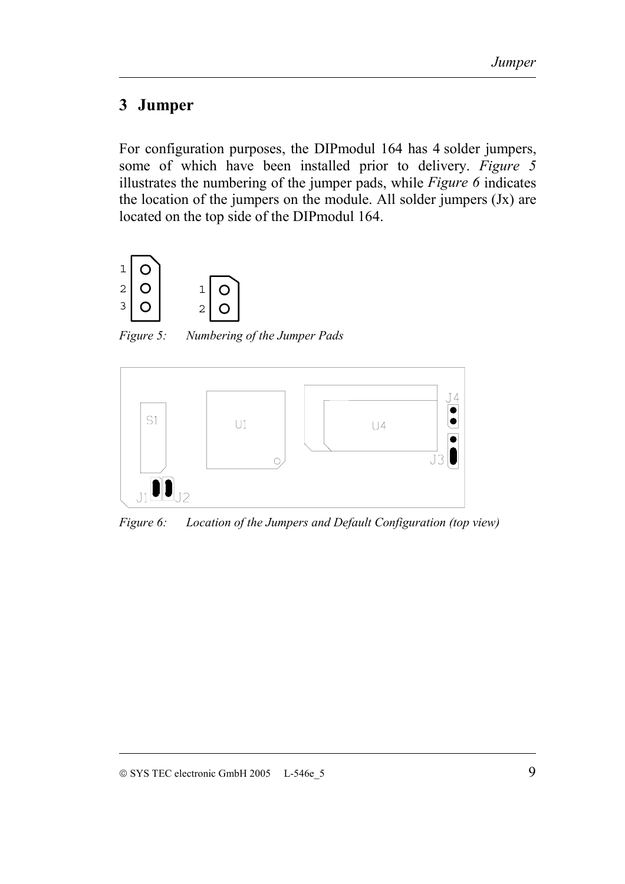# 3 Jumper

For configuration purposes, the DIPmodul 164 has 4 solder jumpers, some of which have been installed prior to delivery. *Figure 5* illustrates the numbering of the jumper pads, while *Figure 6* indicates the location of the jumpers on the module. All solder jumpers (Jx) are located on the top side of the DIPmodul 164.

*Figure 5: Numbering of the Jumper Pads*

*Figure 6: Location of the Jumpers and Default Configuration (top view)*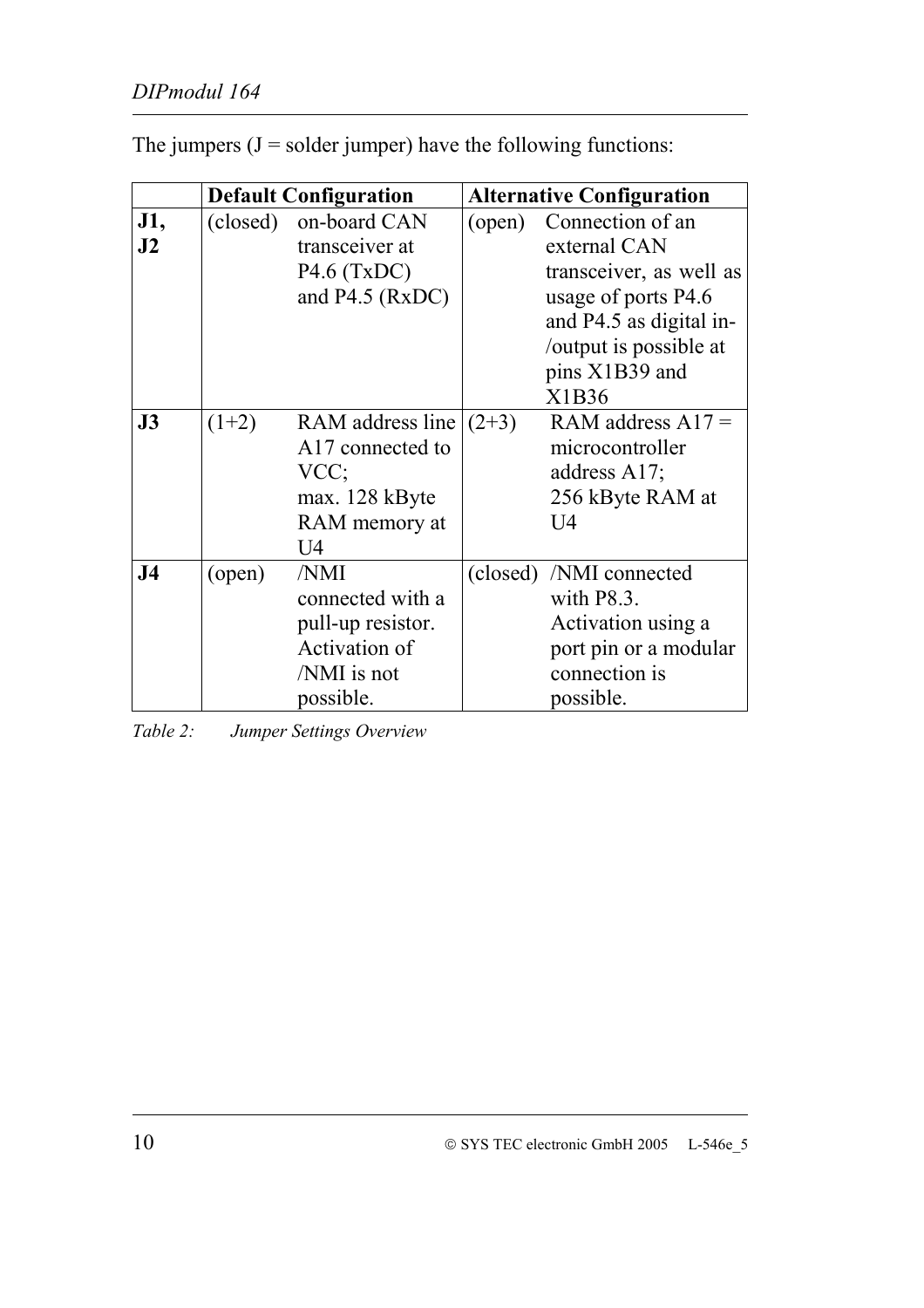The jumpers (J = solder jumper) have the following functions:

| | Default Configuration | | Alternative Configuration | |
|---|---|---|---|---|
| **J1, J2** | (closed) | on-board CAN transceiver at P4.6 (TxDC) and P4.5 (RxDC) | (open) | Connection of an external CAN transceiver, as well as usage of ports P4.6 and P4.5 as digital in-/output is possible at pins X1B39 and X1B36 |
| **J3** | (1+2) | RAM address line A17 connected to VCC; max. 128 kByte RAM memory at U4 | (2+3) | RAM address A17 = microcontroller address A17; 256 kByte RAM at U4 |
| **J4** | (open) | /NMI connected with a pull-up resistor. Activation of /NMI is not possible. | (closed) | /NMI connected with P8.3. Activation using a port pin or a modular connection is possible. |

*Table 2: Jumper Settings Overview*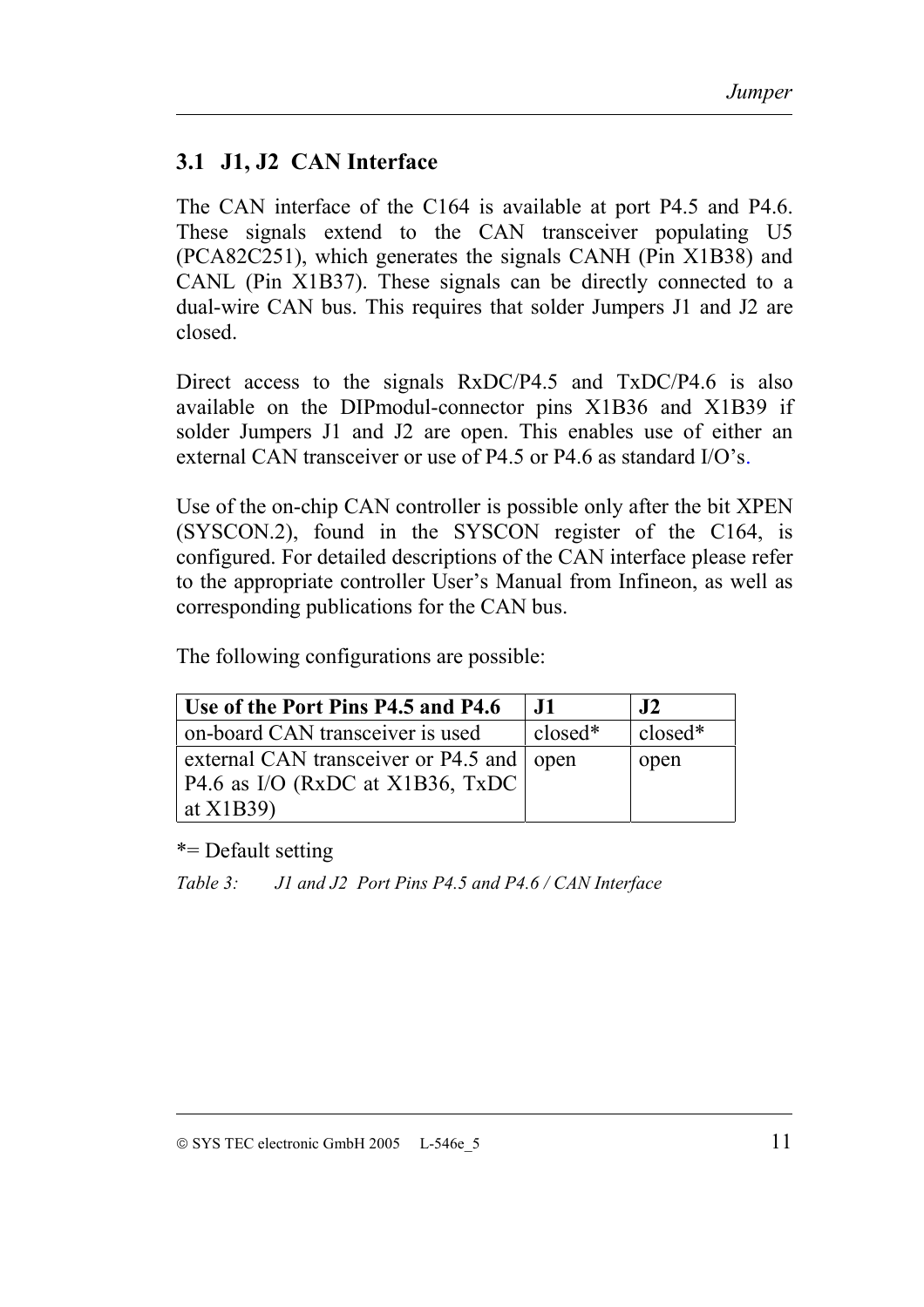## 3.1 J1, J2 CAN Interface

The CAN interface of the C164 is available at port P4.5 and P4.6. These signals extend to the CAN transceiver populating U5 (PCA82C251), which generates the signals CANH (Pin X1B38) and CANL (Pin X1B37). These signals can be directly connected to a dual-wire CAN bus. This requires that solder Jumpers J1 and J2 are closed.

Direct access to the signals RxDC/P4.5 and TxDC/P4.6 is also available on the DIPmodul-connector pins X1B36 and X1B39 if solder Jumpers J1 and J2 are open. This enables use of either an external CAN transceiver or use of P4.5 or P4.6 as standard I/O's.

Use of the on-chip CAN controller is possible only after the bit XPEN (SYSCON.2), found in the SYSCON register of the C164, is configured. For detailed descriptions of the CAN interface please refer to the appropriate controller User's Manual from Infineon, as well as corresponding publications for the CAN bus.

The following configurations are possible:

| **Use of the Port Pins P4.5 and P4.6** | **J1** | **J2** |
|---|---|---|
| on-board CAN transceiver is used | closed* | closed* |
| external CAN transceiver or P4.5 and P4.6 as I/O (RxDC at X1B36, TxDC at X1B39) | open | open |

*= Default setting

*Table 3: J1 and J2 Port Pins P4.5 and P4.6 / CAN Interface*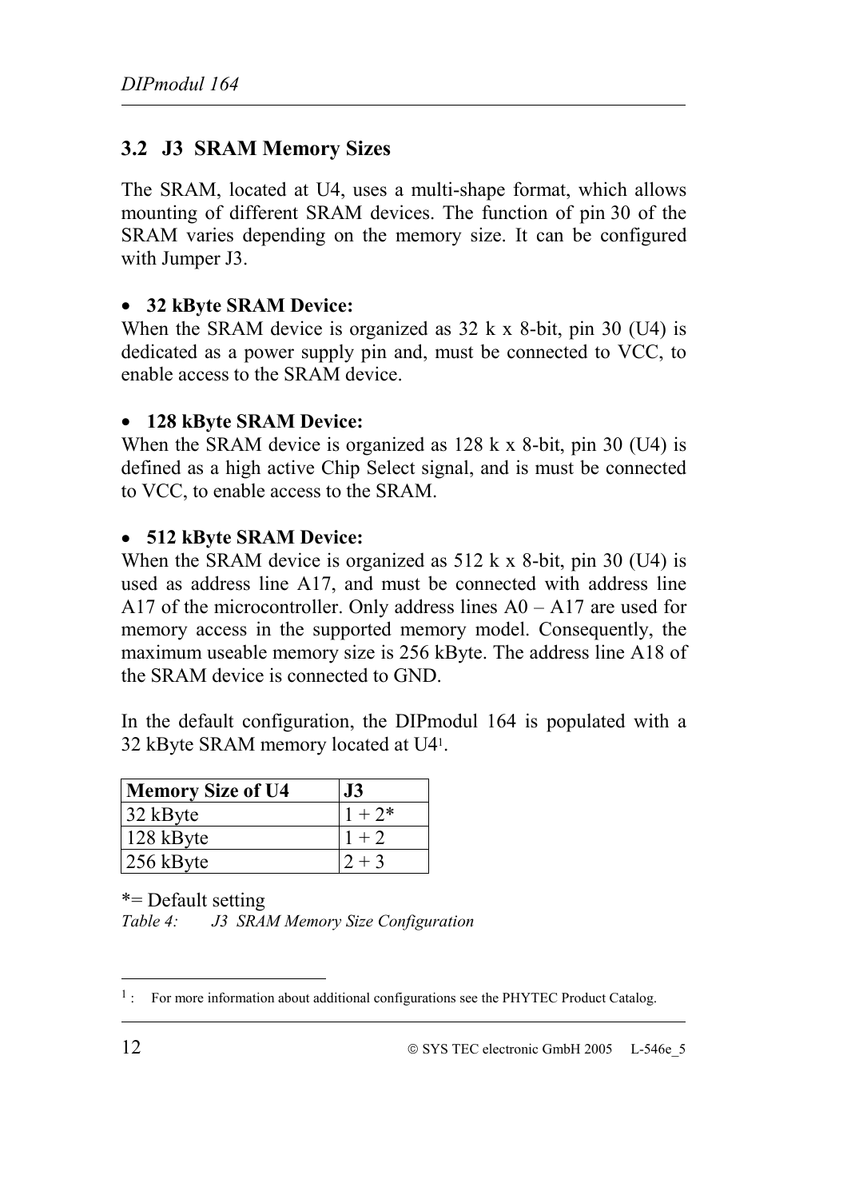## 3.2 J3 SRAM Memory Sizes

The SRAM, located at U4, uses a multi-shape format, which allows mounting of different SRAM devices. The function of pin 30 of the SRAM varies depending on the memory size. It can be configured with Jumper J3.

- **32 kByte SRAM Device:**

When the SRAM device is organized as 32 k x 8-bit, pin 30 (U4) is dedicated as a power supply pin and, must be connected to VCC, to enable access to the SRAM device.

- **128 kByte SRAM Device:**

When the SRAM device is organized as 128 k x 8-bit, pin 30 (U4) is defined as a high active Chip Select signal, and is must be connected to VCC, to enable access to the SRAM.

- **512 kByte SRAM Device:**

When the SRAM device is organized as 512 k x 8-bit, pin 30 (U4) is used as address line A17, and must be connected with address line A17 of the microcontroller. Only address lines A0 – A17 are used for memory access in the supported memory model. Consequently, the maximum useable memory size is 256 kByte. The address line A18 of the SRAM device is connected to GND.

In the default configuration, the DIPmodul 164 is populated with a 32 kByte SRAM memory located at U4[1].

| Memory Size of U4 | J3 |
|---|---|
| 32 kByte | 1 + 2* |
| 128 kByte | 1 + 2 |
| 256 kByte | 2 + 3 |

*= Default setting

*Table 4: J3 SRAM Memory Size Configuration*

[1] : For more information about additional configurations see the PHYTEC Product Catalog.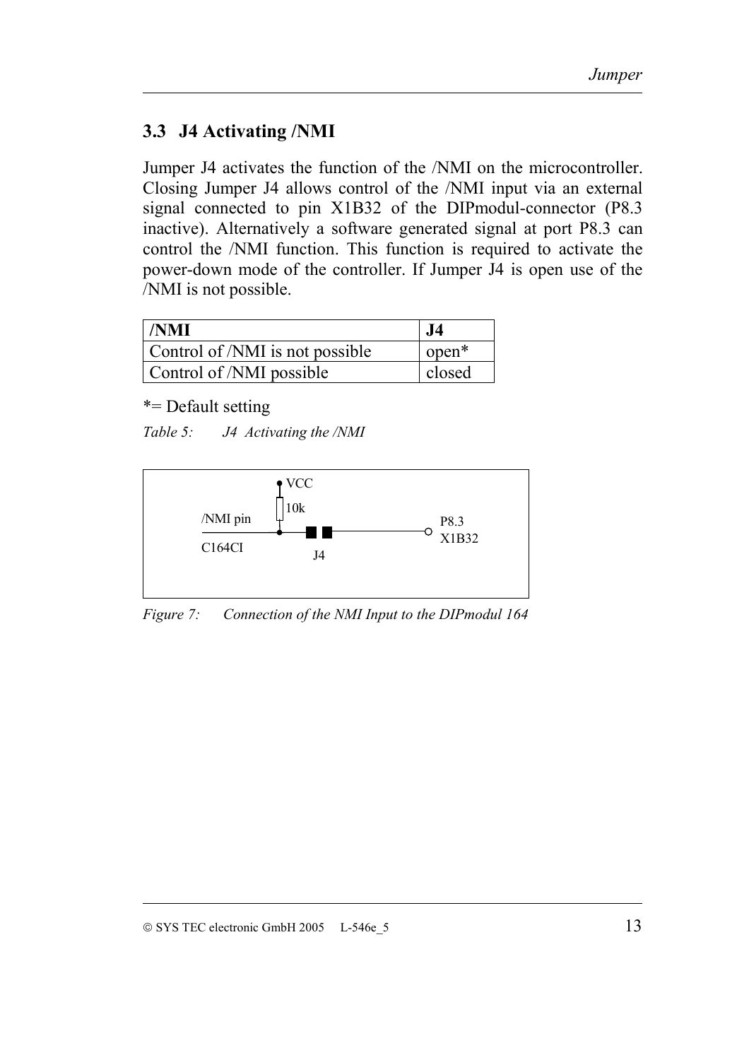### 3.3 J4 Activating /NMI

Jumper J4 activates the function of the /NMI on the microcontroller. Closing Jumper J4 allows control of the /NMI input via an external signal connected to pin X1B32 of the DIPmodul-connector (P8.3 inactive). Alternatively a software generated signal at port P8.3 can control the /NMI function. This function is required to activate the power-down mode of the controller. If Jumper J4 is open use of the /NMI is not possible.

| **/NMI** | **J4** |
|---|---|
| Control of /NMI is not possible | open* |
| Control of /NMI possible | closed |

*= Default setting

*Table 5: J4 Activating the /NMI*

VCC

10k

/NMI pin

C164CI

J4

P8.3

X1B32

*Figure 7: Connection of the NMI Input to the DIPmodul 164*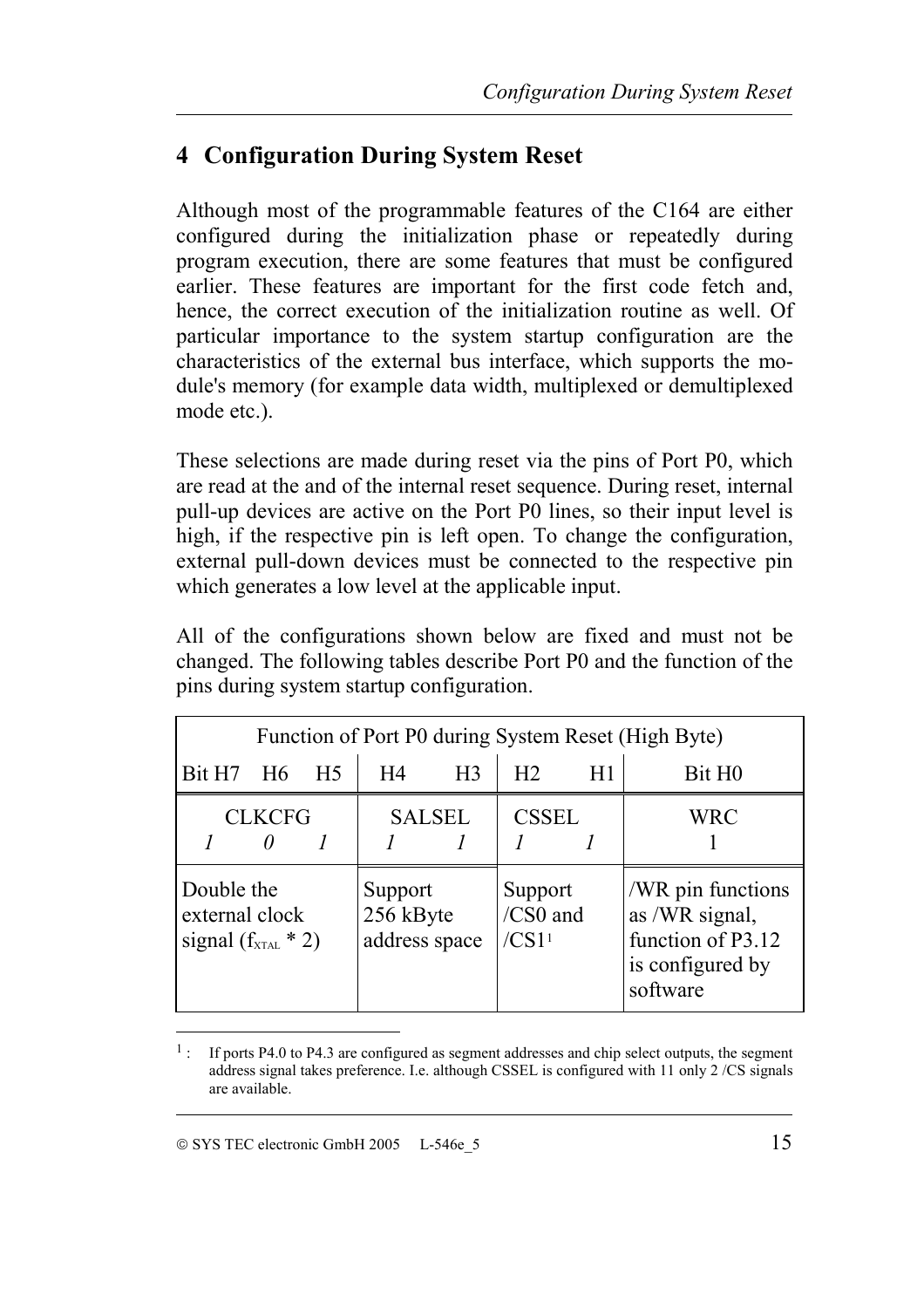# 4 Configuration During System Reset

Although most of the programmable features of the C164 are either configured during the initialization phase or repeatedly during program execution, there are some features that must be configured earlier. These features are important for the first code fetch and, hence, the correct execution of the initialization routine as well. Of particular importance to the system startup configuration are the characteristics of the external bus interface, which supports the module's memory (for example data width, multiplexed or demultiplexed mode etc.).

These selections are made during reset via the pins of Port P0, which are read at the and of the internal reset sequence. During reset, internal pull-up devices are active on the Port P0 lines, so their input level is high, if the respective pin is left open. To change the configuration, external pull-down devices must be connected to the respective pin which generates a low level at the applicable input.

All of the configurations shown below are fixed and must not be changed. The following tables describe Port P0 and the function of the pins during system startup configuration.

| Function of Port P0 during System Reset (High Byte) | | | |
|---|---|---|---|
| Bit H7 H6 H5 | H4 H3 | H2 H1 | Bit H0 |
| CLKCFG<br>*1 0 1* | SALSEL<br>*1 1* | CSSEL<br>*1 1* | WRC<br>1 |
| Double the external clock signal ($f_{XTAL}$ * 2) | Support 256 kByte address space | Support /CS0 and /CS1[1] | /WR pin functions as /WR signal, function of P3.12 is configured by software |

[1] : If ports P4.0 to P4.3 are configured as segment addresses and chip select outputs, the segment address signal takes preference. I.e. although CSSEL is configured with 11 only 2 /CS signals are available.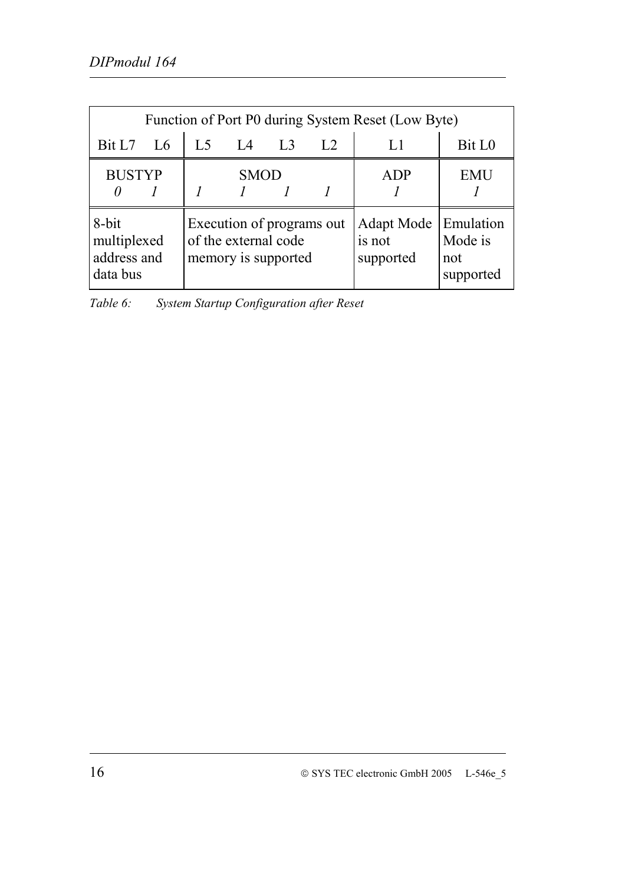| Function of Port P0 during System Reset (Low Byte) | | | | | | | |
|---|---|---|---|---|---|---|---|
| Bit L7 | L6 | L5 | L4 | L3 | L2 | L1 | Bit L0 |
| BUSTYP | | SMOD | | | | ADP | EMU |
| *0* | *1* | *1* | *1* | *1* | *1* | *1* | *1* |
| 8-bit multiplexed address and data bus | | Execution of programs out of the external code memory is supported | | | | Adapt Mode is not supported | Emulation Mode is not supported |

*Table 6: System Startup Configuration after Reset*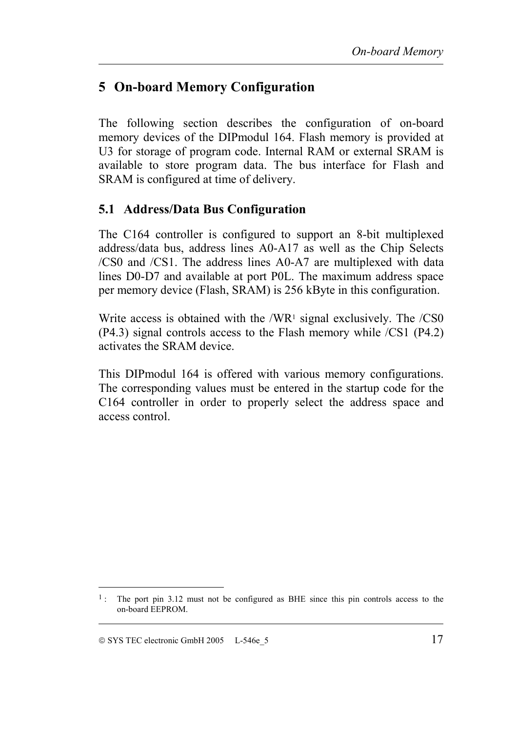# 5 On-board Memory Configuration

The following section describes the configuration of on-board memory devices of the DIPmodul 164. Flash memory is provided at U3 for storage of program code. Internal RAM or external SRAM is available to store program data. The bus interface for Flash and SRAM is configured at time of delivery.

## 5.1 Address/Data Bus Configuration

The C164 controller is configured to support an 8-bit multiplexed address/data bus, address lines A0-A17 as well as the Chip Selects /CS0 and /CS1. The address lines A0-A7 are multiplexed with data lines D0-D7 and available at port P0L. The maximum address space per memory device (Flash, SRAM) is 256 kByte in this configuration.

Write access is obtained with the /WR[1] signal exclusively. The /CS0 (P4.3) signal controls access to the Flash memory while /CS1 (P4.2) activates the SRAM device.

This DIPmodul 164 is offered with various memory configurations. The corresponding values must be entered in the startup code for the C164 controller in order to properly select the address space and access control.

---

[1] : The port pin 3.12 must not be configured as BHE since this pin controls access to the on-board EEPROM.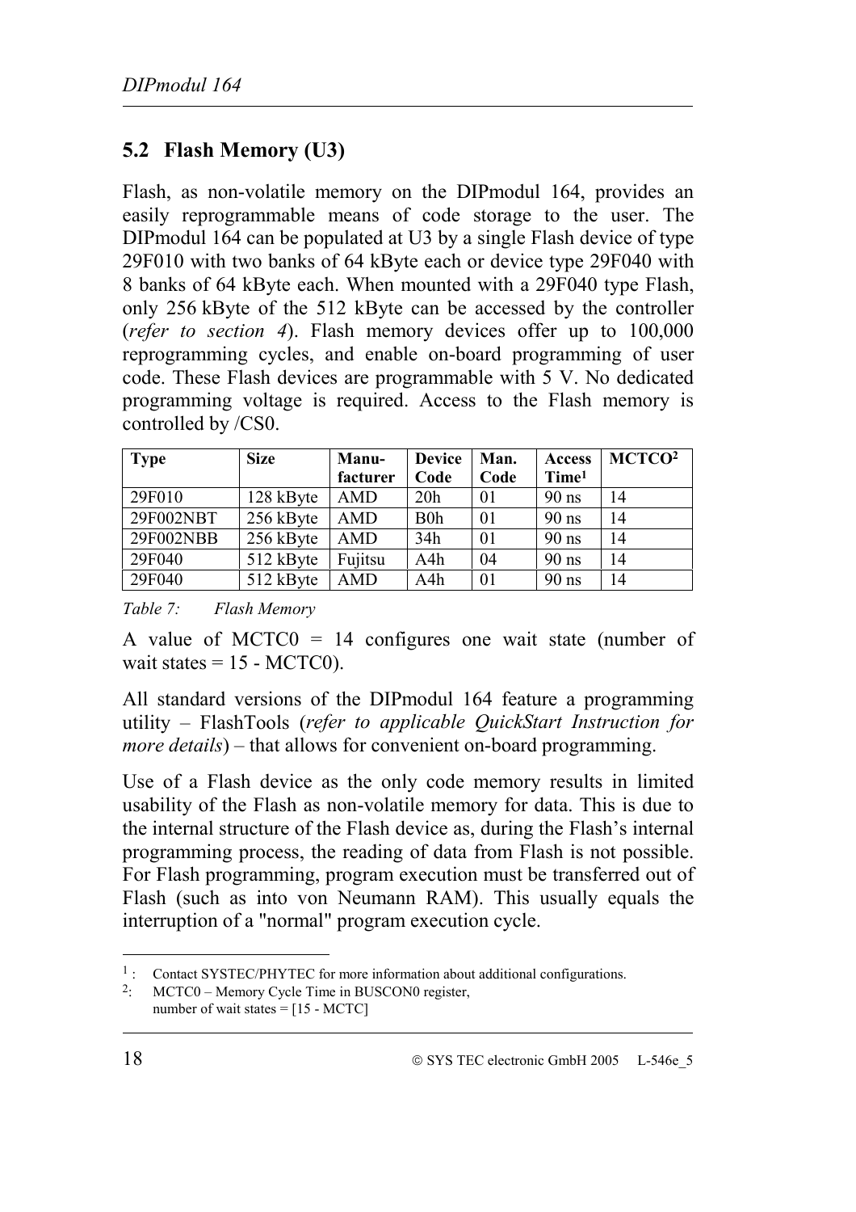## 5.2 Flash Memory (U3)

Flash, as non-volatile memory on the DIPmodul 164, provides an easily reprogrammable means of code storage to the user. The DIPmodul 164 can be populated at U3 by a single Flash device of type 29F010 with two banks of 64 kByte each or device type 29F040 with 8 banks of 64 kByte each. When mounted with a 29F040 type Flash, only 256 kByte of the 512 kByte can be accessed by the controller (*refer to section 4*). Flash memory devices offer up to 100,000 reprogramming cycles, and enable on-board programming of user code. These Flash devices are programmable with 5 V. No dedicated programming voltage is required. Access to the Flash memory is controlled by /CS0.

| Type | Size | Manu-facturer | Device Code | Man. Code | Access Time[1] | MCTCO[2] |
|---|---|---|---|---|---|---|
| 29F010 | 128 kByte | AMD | 20h | 01 | 90 ns | 14 |
| 29F002NBT | 256 kByte | AMD | B0h | 01 | 90 ns | 14 |
| 29F002NBB | 256 kByte | AMD | 34h | 01 | 90 ns | 14 |
| 29F040 | 512 kByte | Fujitsu | A4h | 04 | 90 ns | 14 |
| 29F040 | 512 kByte | AMD | A4h | 01 | 90 ns | 14 |

*Table 7: Flash Memory*

A value of MCTC0 = 14 configures one wait state (number of wait states = 15 - MCTC0).

All standard versions of the DIPmodul 164 feature a programming utility – FlashTools (*refer to applicable QuickStart Instruction for more details*) – that allows for convenient on-board programming.

Use of a Flash device as the only code memory results in limited usability of the Flash as non-volatile memory for data. This is due to the internal structure of the Flash device as, during the Flash's internal programming process, the reading of data from Flash is not possible. For Flash programming, program execution must be transferred out of Flash (such as into von Neumann RAM). This usually equals the interruption of a "normal" program execution cycle.

[1] : Contact SYSTEC/PHYTEC for more information about additional configurations.
[2]: MCTC0 – Memory Cycle Time in BUSCON0 register, number of wait states = [15 - MCTC]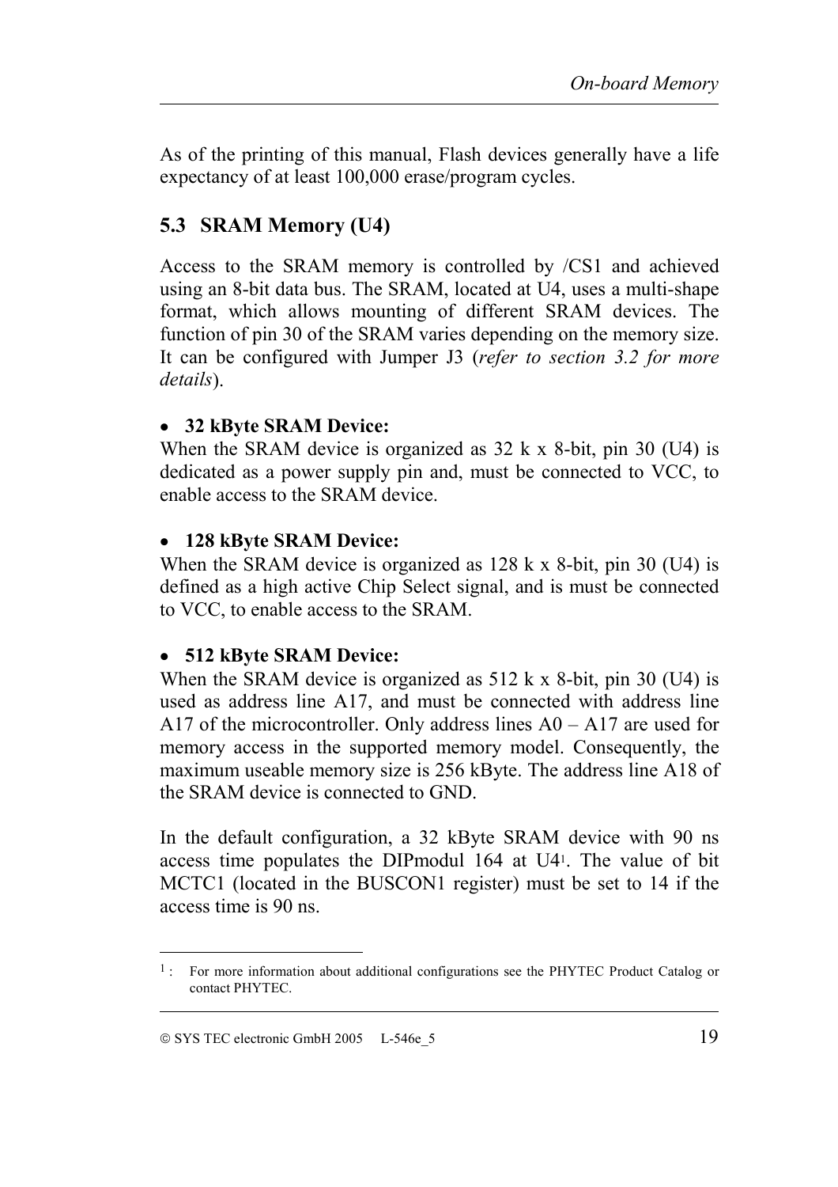As of the printing of this manual, Flash devices generally have a life expectancy of at least 100,000 erase/program cycles.

## 5.3 SRAM Memory (U4)

Access to the SRAM memory is controlled by /CS1 and achieved using an 8-bit data bus. The SRAM, located at U4, uses a multi-shape format, which allows mounting of different SRAM devices. The function of pin 30 of the SRAM varies depending on the memory size. It can be configured with Jumper J3 (*refer to section 3.2 for more details*).

- **32 kByte SRAM Device:**
When the SRAM device is organized as 32 k x 8-bit, pin 30 (U4) is dedicated as a power supply pin and, must be connected to VCC, to enable access to the SRAM device.

- **128 kByte SRAM Device:**
When the SRAM device is organized as 128 k x 8-bit, pin 30 (U4) is defined as a high active Chip Select signal, and is must be connected to VCC, to enable access to the SRAM.

- **512 kByte SRAM Device:**
When the SRAM device is organized as 512 k x 8-bit, pin 30 (U4) is used as address line A17, and must be connected with address line A17 of the microcontroller. Only address lines A0 – A17 are used for memory access in the supported memory model. Consequently, the maximum useable memory size is 256 kByte. The address line A18 of the SRAM device is connected to GND.

In the default configuration, a 32 kByte SRAM device with 90 ns access time populates the DIPmodul 164 at U4[1]. The value of bit MCTC1 (located in the BUSCON1 register) must be set to 14 if the access time is 90 ns.

---

[1] : For more information about additional configurations see the PHYTEC Product Catalog or contact PHYTEC.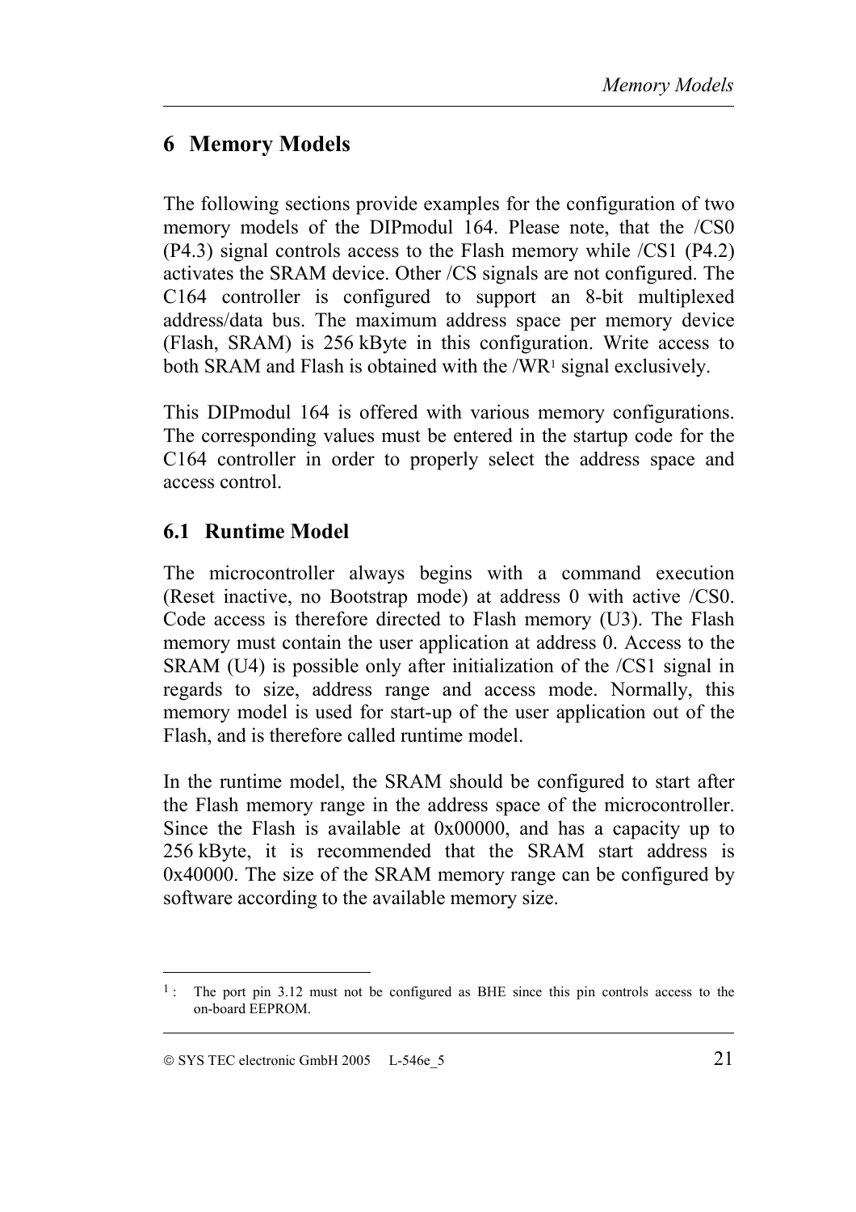# 6 Memory Models

The following sections provide examples for the configuration of two memory models of the DIPmodul 164. Please note, that the /CS0 (P4.3) signal controls access to the Flash memory while /CS1 (P4.2) activates the SRAM device. Other /CS signals are not configured. The C164 controller is configured to support an 8-bit multiplexed address/data bus. The maximum address space per memory device (Flash, SRAM) is 256 kByte in this configuration. Write access to both SRAM and Flash is obtained with the /WR[1] signal exclusively.

This DIPmodul 164 is offered with various memory configurations. The corresponding values must be entered in the startup code for the C164 controller in order to properly select the address space and access control.

## 6.1 Runtime Model

The microcontroller always begins with a command execution (Reset inactive, no Bootstrap mode) at address 0 with active /CS0. Code access is therefore directed to Flash memory (U3). The Flash memory must contain the user application at address 0. Access to the SRAM (U4) is possible only after initialization of the /CS1 signal in regards to size, address range and access mode. Normally, this memory model is used for start-up of the user application out of the Flash, and is therefore called runtime model.

In the runtime model, the SRAM should be configured to start after the Flash memory range in the address space of the microcontroller. Since the Flash is available at 0x00000, and has a capacity up to 256 kByte, it is recommended that the SRAM start address is 0x40000. The size of the SRAM memory range can be configured by software according to the available memory size.

---

[1] : The port pin 3.12 must not be configured as BHE since this pin controls access to the on-board EEPROM.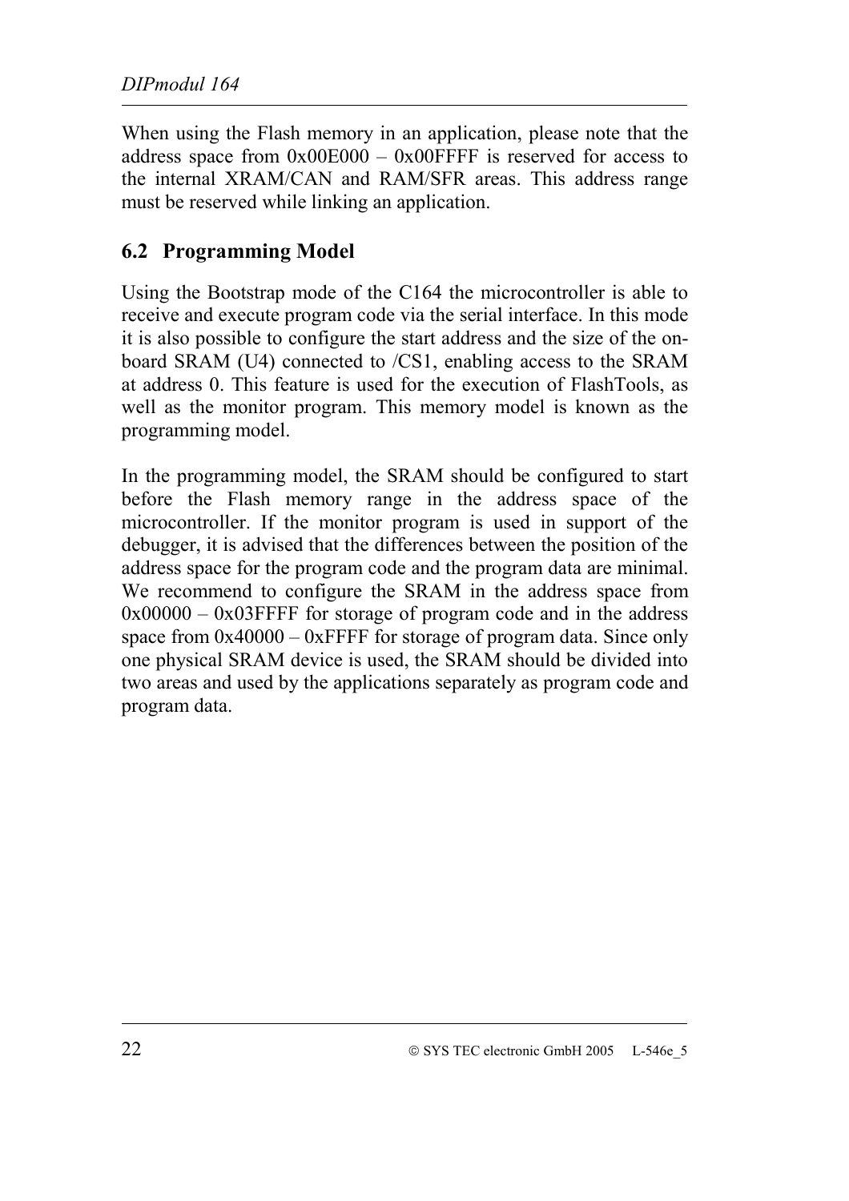When using the Flash memory in an application, please note that the address space from 0x00E000 – 0x00FFFF is reserved for access to the internal XRAM/CAN and RAM/SFR areas. This address range must be reserved while linking an application.

## 6.2 Programming Model

Using the Bootstrap mode of the C164 the microcontroller is able to receive and execute program code via the serial interface. In this mode it is also possible to configure the start address and the size of the on-board SRAM (U4) connected to /CS1, enabling access to the SRAM at address 0. This feature is used for the execution of FlashTools, as well as the monitor program. This memory model is known as the programming model.

In the programming model, the SRAM should be configured to start before the Flash memory range in the address space of the microcontroller. If the monitor program is used in support of the debugger, it is advised that the differences between the position of the address space for the program code and the program data are minimal. We recommend to configure the SRAM in the address space from 0x00000 – 0x03FFFF for storage of program code and in the address space from 0x40000 – 0xFFFF for storage of program data. Since only one physical SRAM device is used, the SRAM should be divided into two areas and used by the applications separately as program code and program data.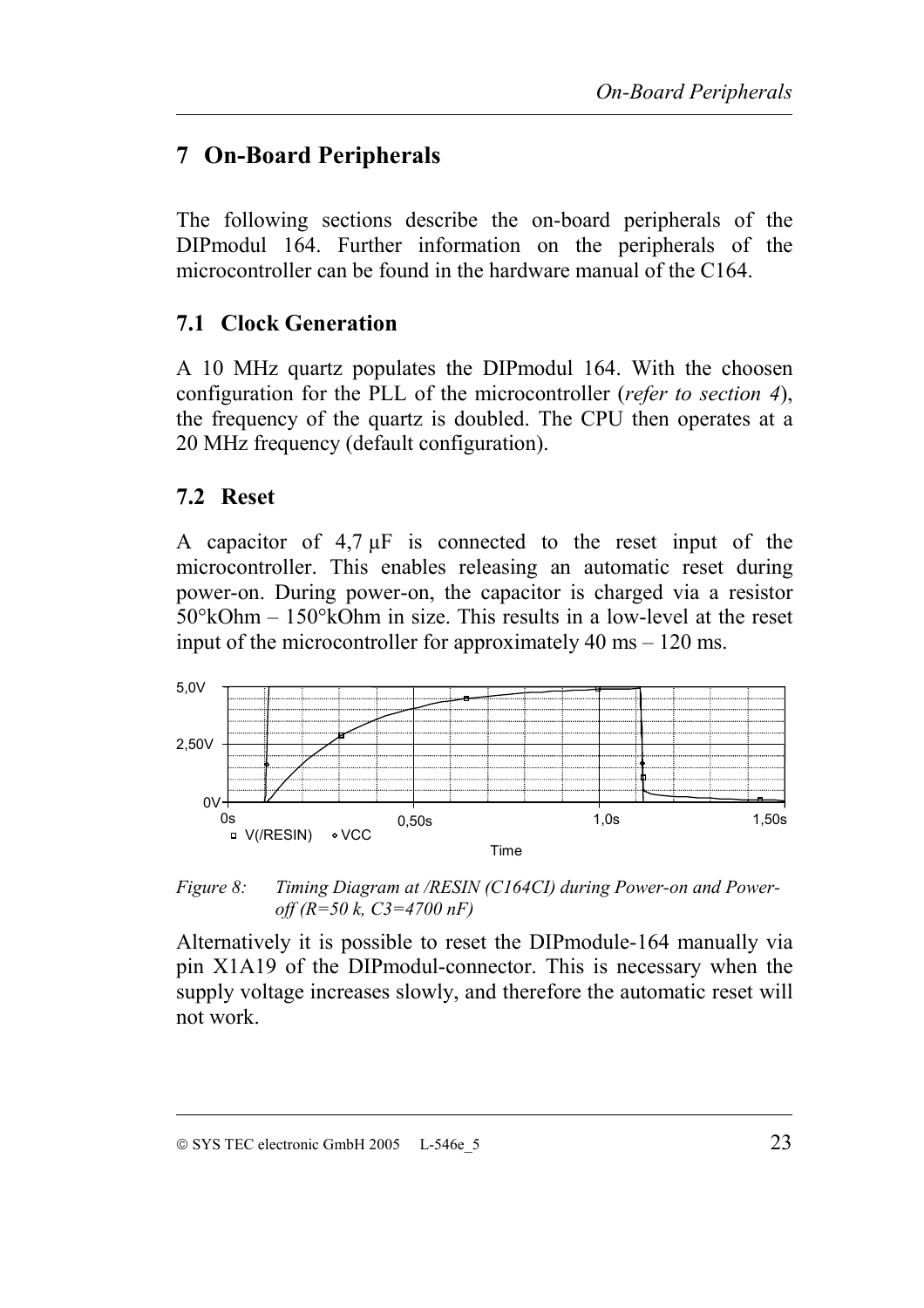# 7 On-Board Peripherals

The following sections describe the on-board peripherals of the DIPmodul 164. Further information on the peripherals of the microcontroller can be found in the hardware manual of the C164.

## 7.1 Clock Generation

A 10 MHz quartz populates the DIPmodul 164. With the choosen configuration for the PLL of the microcontroller (*refer to section 4*), the frequency of the quartz is doubled. The CPU then operates at a 20 MHz frequency (default configuration).

## 7.2 Reset

A capacitor of 4,7 µF is connected to the reset input of the microcontroller. This enables releasing an automatic reset during power-on. During power-on, the capacitor is charged via a resistor 50°kOhm – 150°kOhm in size. This results in a low-level at the reset input of the microcontroller for approximately 40 ms – 120 ms.

*Figure 8: Timing Diagram at /RESIN (C164CI) during Power-on and Power-off (R=50 k, C3=4700 nF)*

Alternatively it is possible to reset the DIPmodule-164 manually via pin X1A19 of the DIPmodul-connector. This is necessary when the supply voltage increases slowly, and therefore the automatic reset will not work.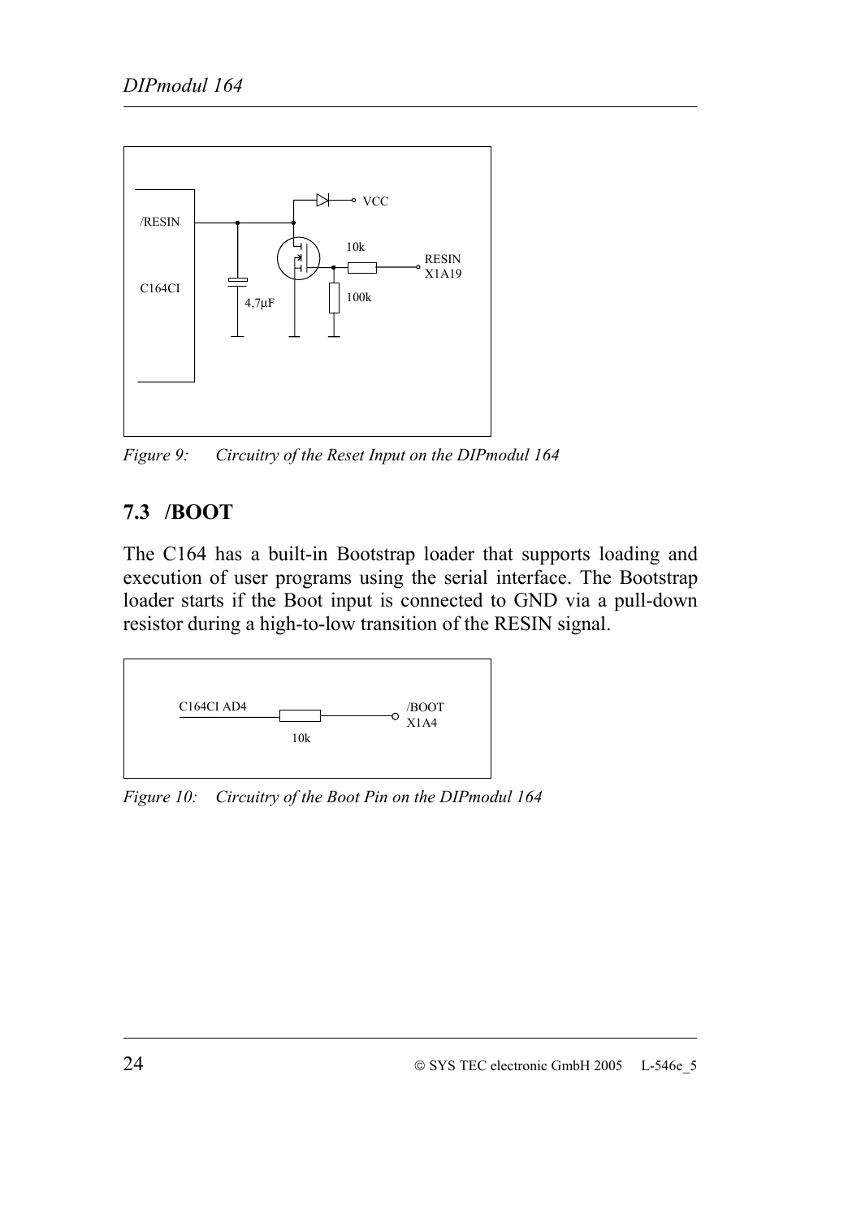Figure 9: Circuitry of the Reset Input on the DIPmodul 164

## 7.3 /BOOT

The C164 has a built-in Bootstrap loader that supports loading and execution of user programs using the serial interface. The Bootstrap loader starts if the Boot input is connected to GND via a pull-down resistor during a high-to-low transition of the RESIN signal.

Figure 10: Circuitry of the Boot Pin on the DIPmodul 164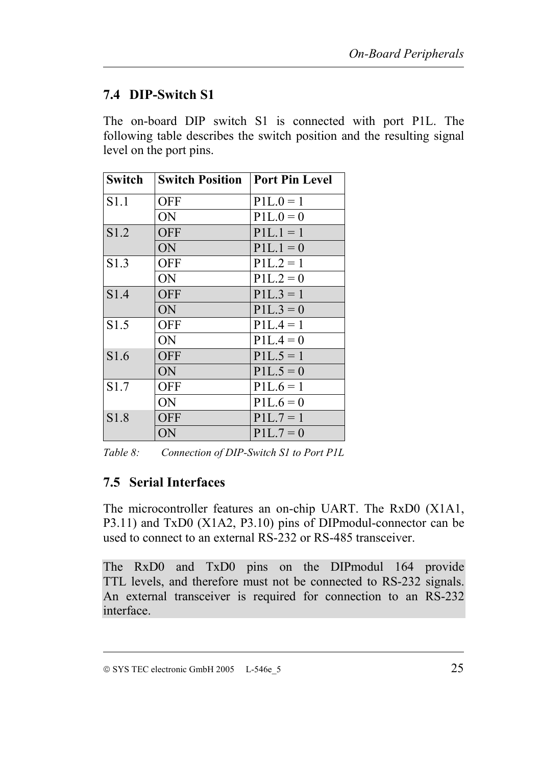## 7.4 DIP-Switch S1

The on-board DIP switch S1 is connected with port P1L. The following table describes the switch position and the resulting signal level on the port pins.

| Switch | Switch Position | Port Pin Level |
|---|---|---|
| S1.1 | OFF | P1L.0 = 1 |
| | ON | P1L.0 = 0 |
| S1.2 | OFF | P1L.1 = 1 |
| | ON | P1L.1 = 0 |
| S1.3 | OFF | P1L.2 = 1 |
| | ON | P1L.2 = 0 |
| S1.4 | OFF | P1L.3 = 1 |
| | ON | P1L.3 = 0 |
| S1.5 | OFF | P1L.4 = 1 |
| | ON | P1L.4 = 0 |
| S1.6 | OFF | P1L.5 = 1 |
| | ON | P1L.5 = 0 |
| S1.7 | OFF | P1L.6 = 1 |
| | ON | P1L.6 = 0 |
| S1.8 | OFF | P1L.7 = 1 |
| | ON | P1L.7 = 0 |

*Table 8: Connection of DIP-Switch S1 to Port P1L*

## 7.5 Serial Interfaces

The microcontroller features an on-chip UART. The RxD0 (X1A1, P3.11) and TxD0 (X1A2, P3.10) pins of DIPmodul-connector can be used to connect to an external RS-232 or RS-485 transceiver.

The RxD0 and TxD0 pins on the DIPmodul 164 provide TTL levels, and therefore must not be connected to RS-232 signals. An external transceiver is required for connection to an RS-232 interface.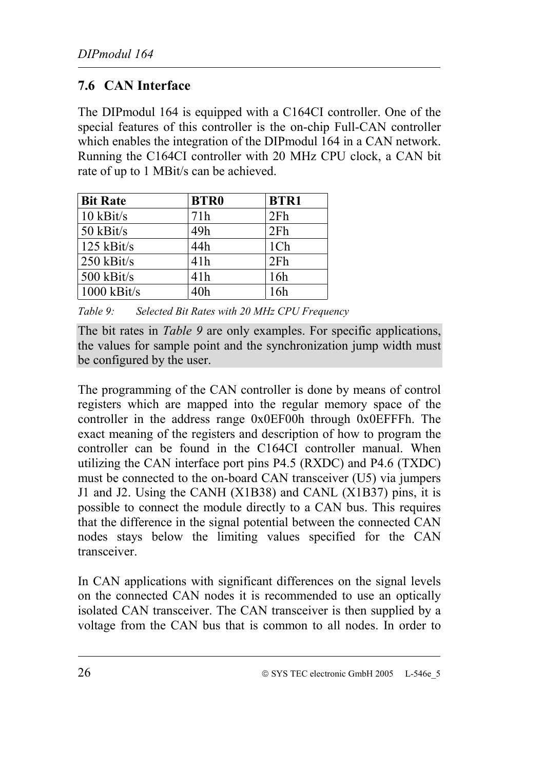## 7.6 CAN Interface

The DIPmodul 164 is equipped with a C164CI controller. One of the special features of this controller is the on-chip Full-CAN controller which enables the integration of the DIPmodul 164 in a CAN network. Running the C164CI controller with 20 MHz CPU clock, a CAN bit rate of up to 1 MBit/s can be achieved.

| Bit Rate | BTR0 | BTR1 |
|---|---|---|
| 10 kBit/s | 71h | 2Fh |
| 50 kBit/s | 49h | 2Fh |
| 125 kBit/s | 44h | 1Ch |
| 250 kBit/s | 41h | 2Fh |
| 500 kBit/s | 41h | 16h |
| 1000 kBit/s | 40h | 16h |

*Table 9: Selected Bit Rates with 20 MHz CPU Frequency*

The bit rates in *Table 9* are only examples. For specific applications, the values for sample point and the synchronization jump width must be configured by the user.

The programming of the CAN controller is done by means of control registers which are mapped into the regular memory space of the controller in the address range 0x0EF00h through 0x0EFFFh. The exact meaning of the registers and description of how to program the controller can be found in the C164CI controller manual. When utilizing the CAN interface port pins P4.5 (RXDC) and P4.6 (TXDC) must be connected to the on-board CAN transceiver (U5) via jumpers J1 and J2. Using the CANH (X1B38) and CANL (X1B37) pins, it is possible to connect the module directly to a CAN bus. This requires that the difference in the signal potential between the connected CAN nodes stays below the limiting values specified for the CAN transceiver.

In CAN applications with significant differences on the signal levels on the connected CAN nodes it is recommended to use an optically isolated CAN transceiver. The CAN transceiver is then supplied by a voltage from the CAN bus that is common to all nodes. In order to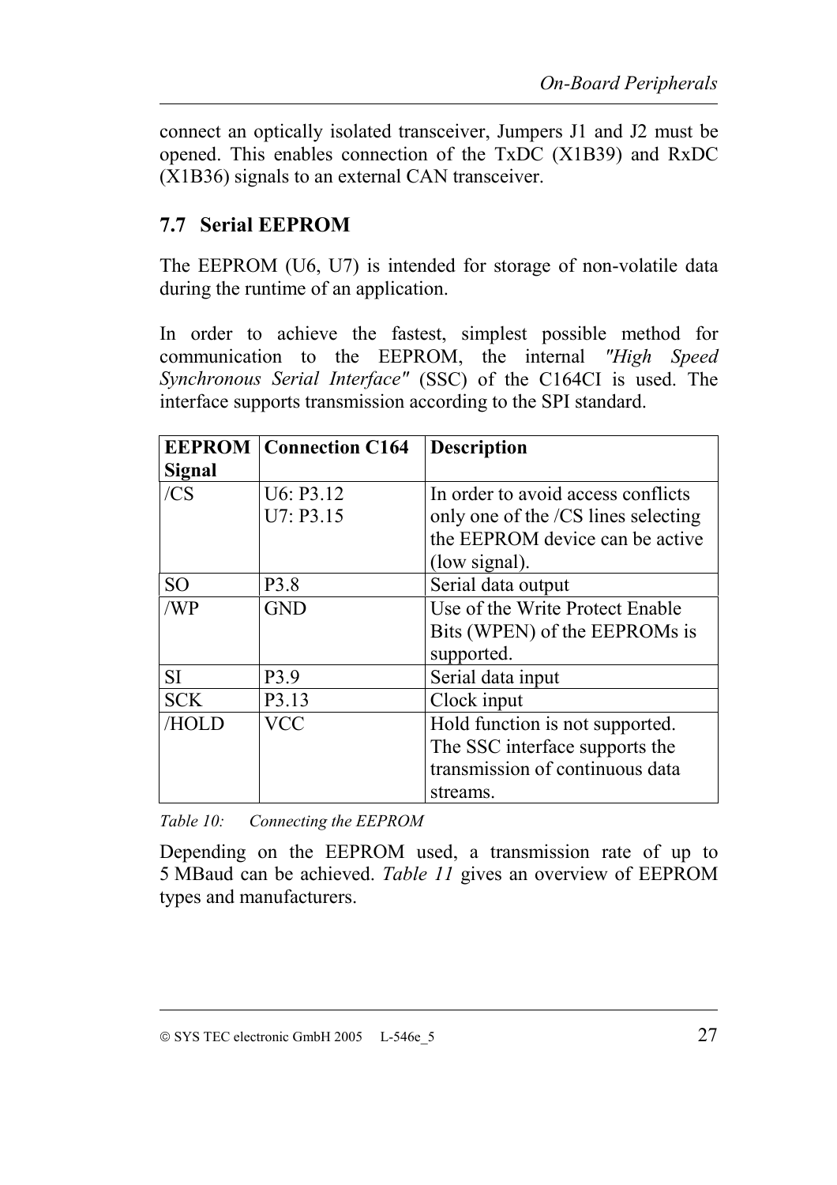connect an optically isolated transceiver, Jumpers J1 and J2 must be opened. This enables connection of the TxDC (X1B39) and RxDC (X1B36) signals to an external CAN transceiver.

## 7.7 Serial EEPROM

The EEPROM (U6, U7) is intended for storage of non-volatile data during the runtime of an application.

In order to achieve the fastest, simplest possible method for communication to the EEPROM, the internal *"High Speed Synchronous Serial Interface"* (SSC) of the C164CI is used. The interface supports transmission according to the SPI standard.

| EEPROM Signal | Connection C164 | Description |
|---|---|---|
| /CS | U6: P3.12<br>U7: P3.15 | In order to avoid access conflicts only one of the /CS lines selecting the EEPROM device can be active (low signal). |
| SO | P3.8 | Serial data output |
| /WP | GND | Use of the Write Protect Enable Bits (WPEN) of the EEPROMs is supported. |
| SI | P3.9 | Serial data input |
| SCK | P3.13 | Clock input |
| /HOLD | VCC | Hold function is not supported. The SSC interface supports the transmission of continuous data streams. |

*Table 10: Connecting the EEPROM*

Depending on the EEPROM used, a transmission rate of up to 5 MBaud can be achieved. *Table 11* gives an overview of EEPROM types and manufacturers.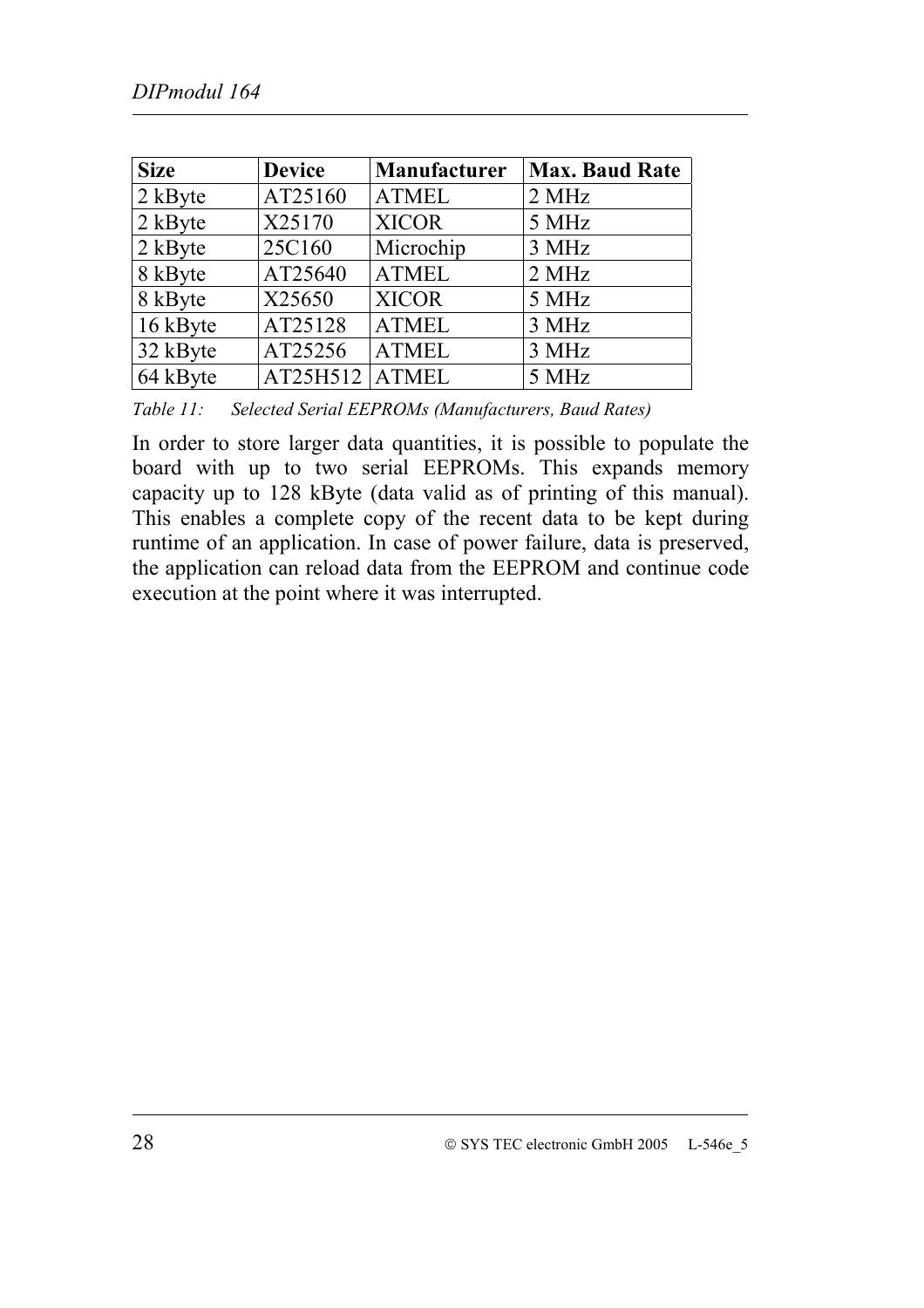| Size | Device | Manufacturer | Max. Baud Rate |
| --- | --- | --- | --- |
| 2 kByte | AT25160 | ATMEL | 2 MHz |
| 2 kByte | X25170 | XICOR | 5 MHz |
| 2 kByte | 25C160 | Microchip | 3 MHz |
| 8 kByte | AT25640 | ATMEL | 2 MHz |
| 8 kByte | X25650 | XICOR | 5 MHz |
| 16 kByte | AT25128 | ATMEL | 3 MHz |
| 32 kByte | AT25256 | ATMEL | 3 MHz |
| 64 kByte | AT25H512 | ATMEL | 5 MHz |

*Table 11: Selected Serial EEPROMs (Manufacturers, Baud Rates)*

In order to store larger data quantities, it is possible to populate the board with up to two serial EEPROMs. This expands memory capacity up to 128 kByte (data valid as of printing of this manual). This enables a complete copy of the recent data to be kept during runtime of an application. In case of power failure, data is preserved, the application can reload data from the EEPROM and continue code execution at the point where it was interrupted.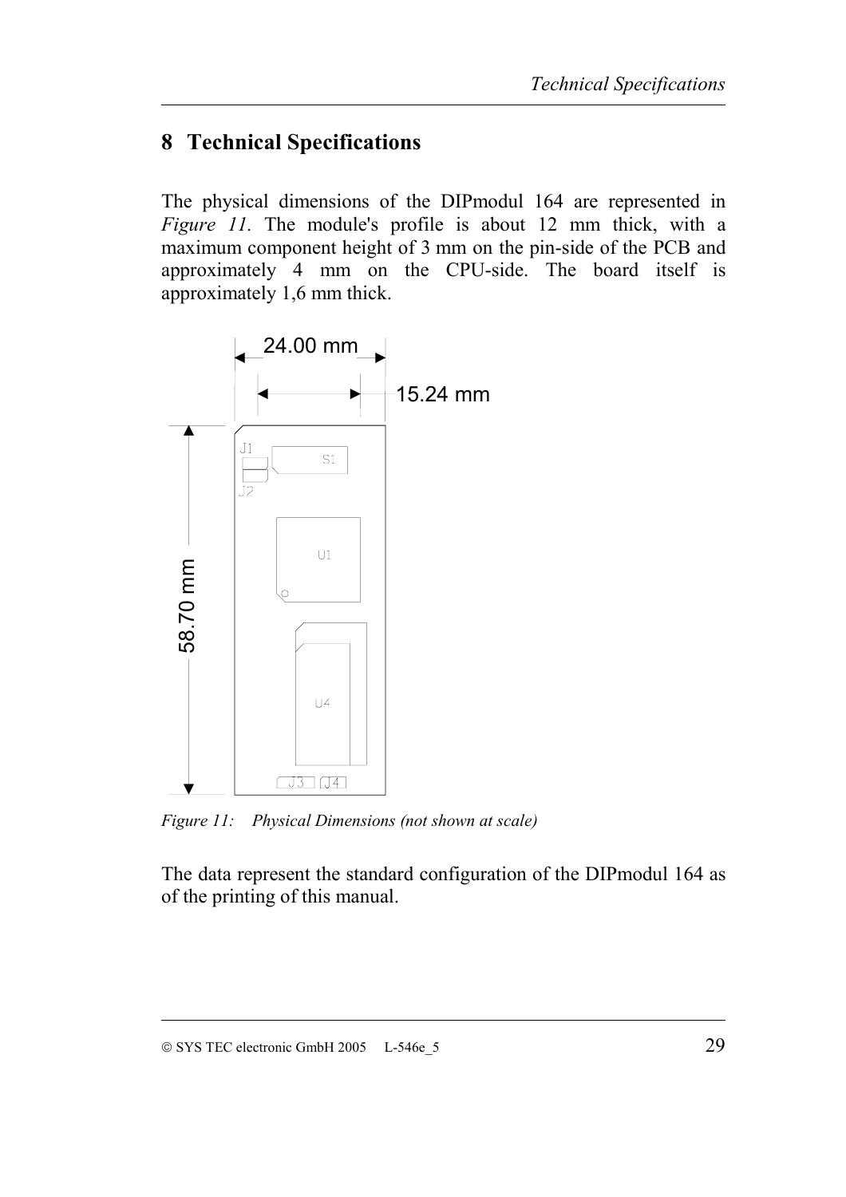# 8 Technical Specifications

The physical dimensions of the DIPmodul 164 are represented in *Figure 11*. The module's profile is about 12 mm thick, with a maximum component height of 3 mm on the pin-side of the PCB and approximately 4 mm on the CPU-side. The board itself is approximately 1,6 mm thick.

*Figure 11: Physical Dimensions (not shown at scale)*

The data represent the standard configuration of the DIPmodul 164 as of the printing of this manual.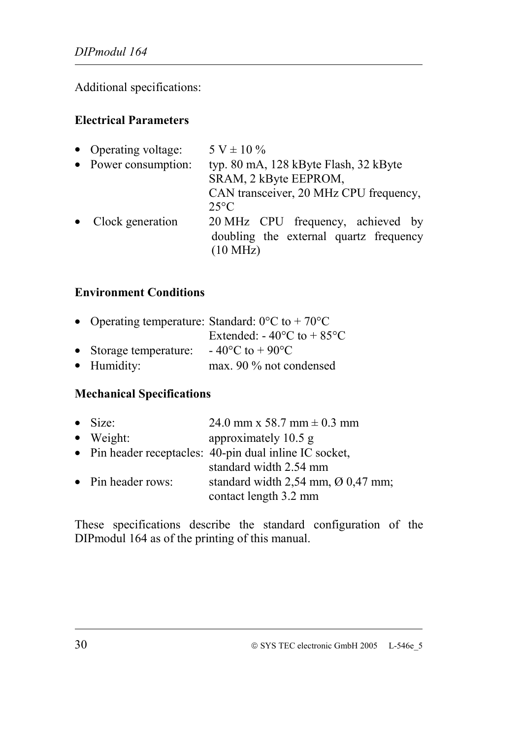Additional specifications:

**Electrical Parameters**

- Operating voltage: 5 V ± 10 %
- Power consumption: typ. 80 mA, 128 kByte Flash, 32 kByte SRAM, 2 kByte EEPROM, CAN transceiver, 20 MHz CPU frequency, 25°C
- Clock generation 20 MHz CPU frequency, achieved by doubling the external quartz frequency (10 MHz)

**Environment Conditions**

- Operating temperature: Standard: 0°C to + 70°C
  Extended: - 40°C to + 85°C
- Storage temperature: - 40°C to + 90°C
- Humidity: max. 90 % not condensed

**Mechanical Specifications**

- Size: 24.0 mm x 58.7 mm ± 0.3 mm
- Weight: approximately 10.5 g
- Pin header receptacles: 40-pin dual inline IC socket, standard width 2.54 mm
- Pin header rows: standard width 2,54 mm, Ø 0,47 mm; contact length 3.2 mm

These specifications describe the standard configuration of the DIPmodul 164 as of the printing of this manual.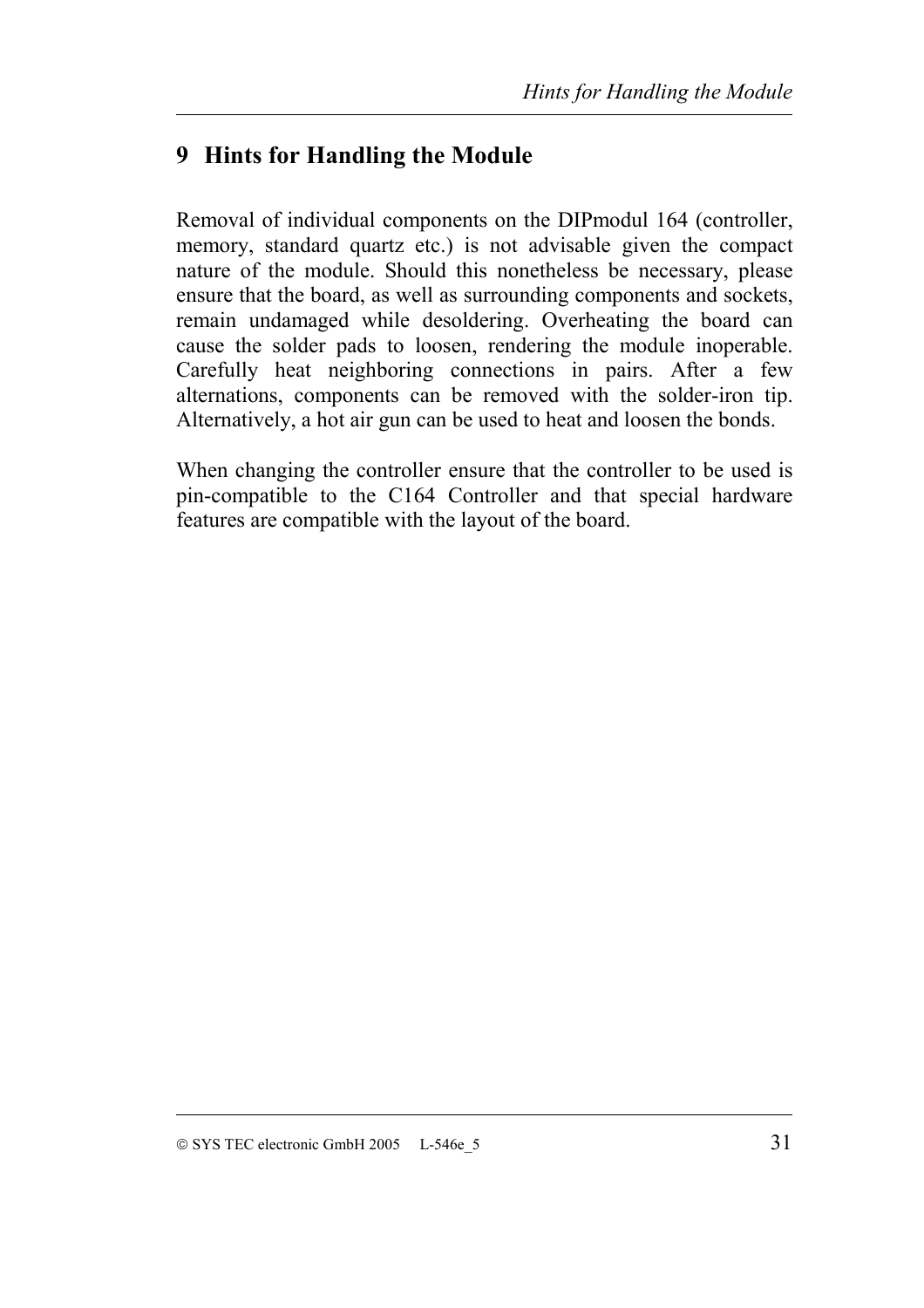# 9 Hints for Handling the Module

Removal of individual components on the DIPmodul 164 (controller, memory, standard quartz etc.) is not advisable given the compact nature of the module. Should this nonetheless be necessary, please ensure that the board, as well as surrounding components and sockets, remain undamaged while desoldering. Overheating the board can cause the solder pads to loosen, rendering the module inoperable. Carefully heat neighboring connections in pairs. After a few alternations, components can be removed with the solder-iron tip. Alternatively, a hot air gun can be used to heat and loosen the bonds.

When changing the controller ensure that the controller to be used is pin-compatible to the C164 Controller and that special hardware features are compatible with the layout of the board.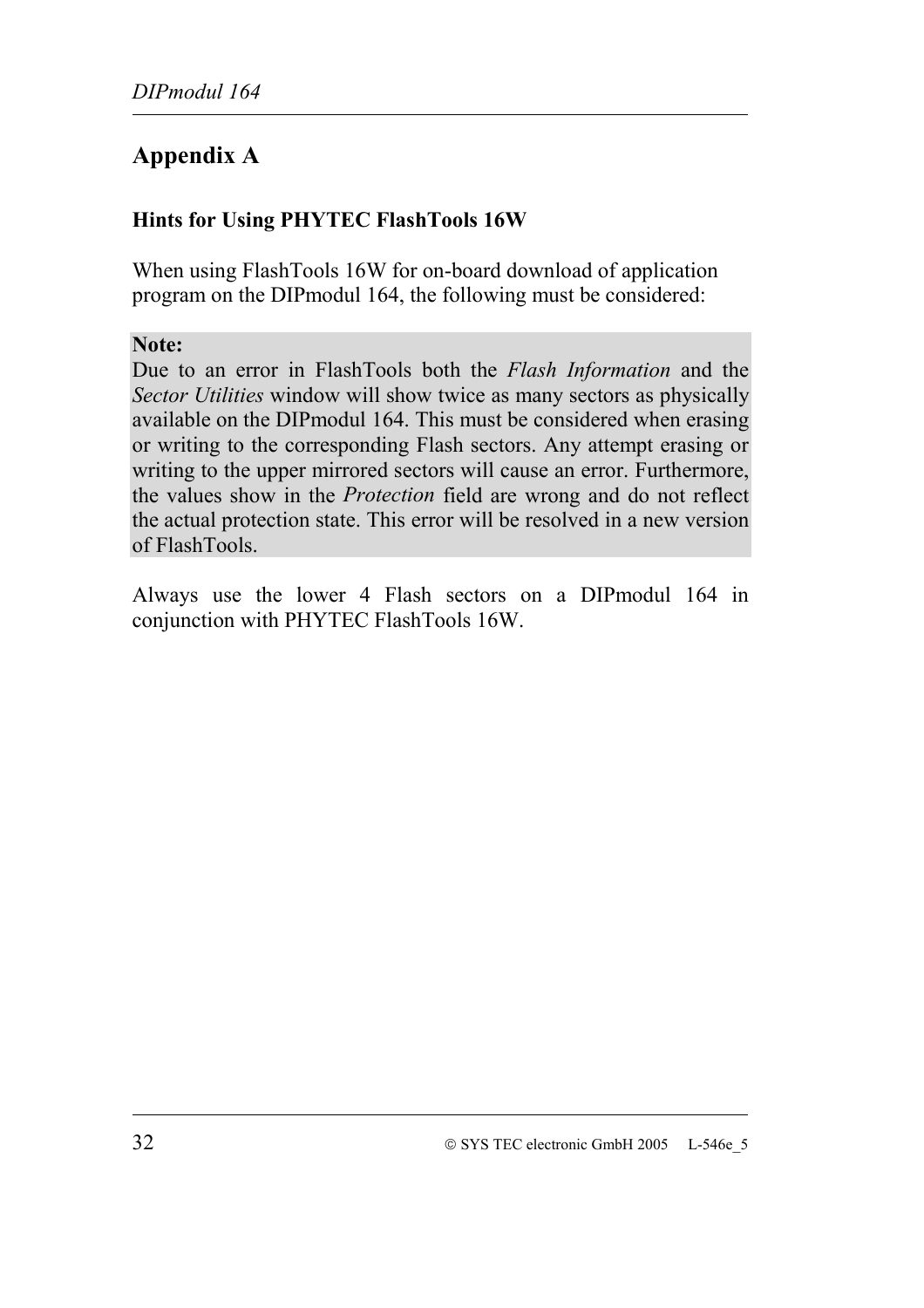# Appendix A

## Hints for Using PHYTEC FlashTools 16W

When using FlashTools 16W for on-board download of application program on the DIPmodul 164, the following must be considered:

**Note:**
Due to an error in FlashTools both the *Flash Information* and the *Sector Utilities* window will show twice as many sectors as physically available on the DIPmodul 164. This must be considered when erasing or writing to the corresponding Flash sectors. Any attempt erasing or writing to the upper mirrored sectors will cause an error. Furthermore, the values show in the *Protection* field are wrong and do not reflect the actual protection state. This error will be resolved in a new version of FlashTools.

Always use the lower 4 Flash sectors on a DIPmodul 164 in conjunction with PHYTEC FlashTools 16W.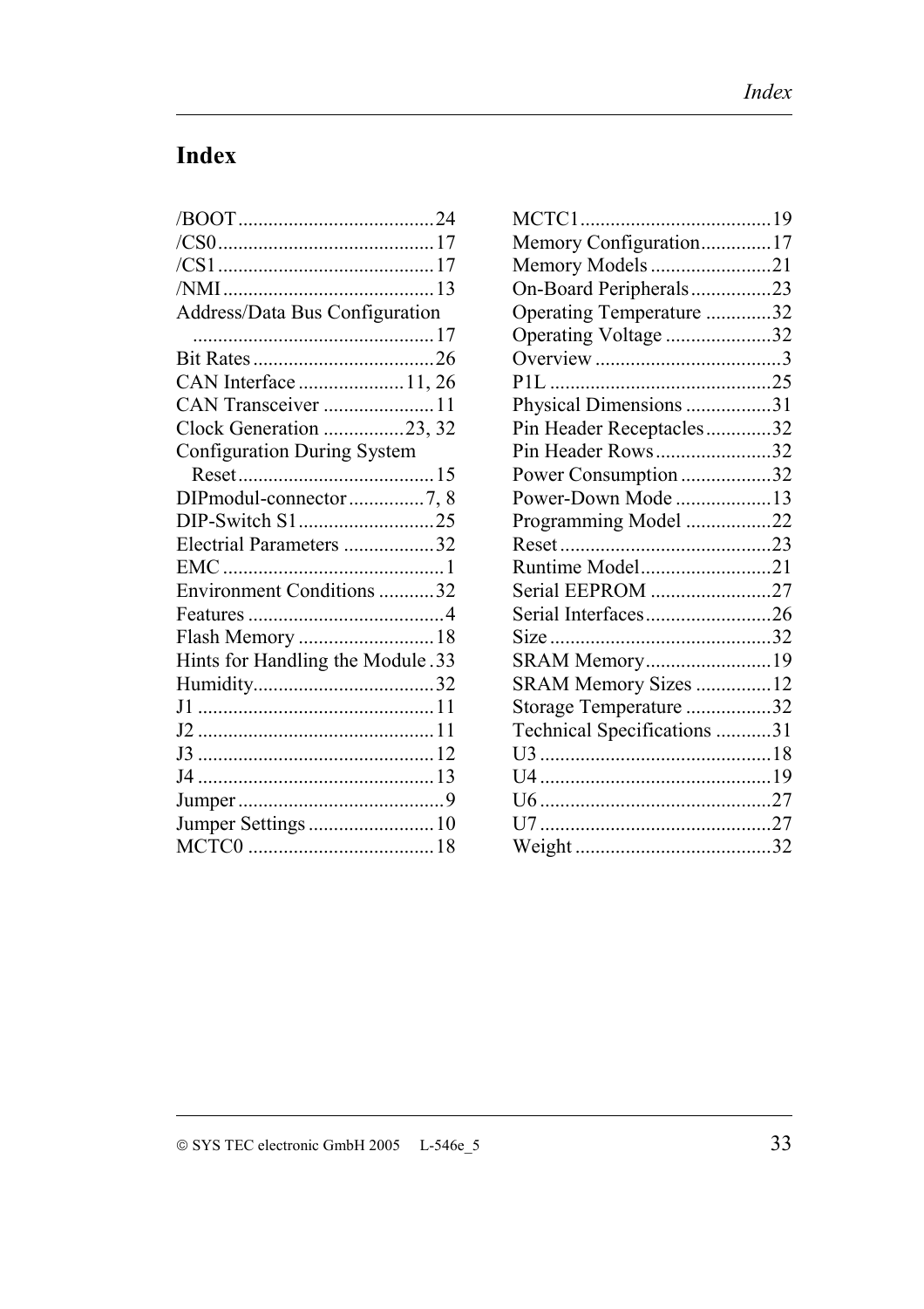# Index

/BOOT ....................................... 24
/CS0 ........................................... 17
/CS1 ........................................... 17
/NMI .......................................... 13
Address/Data Bus Configuration ................................................ 17
Bit Rates .................................... 26
CAN Interface ..................... 11, 26
CAN Transceiver ...................... 11
Clock Generation ................ 23, 32
Configuration During System Reset ....................................... 15
DIPmodul-connector ............... 7, 8
DIP-Switch S1 ........................... 25
Electrial Parameters .................. 32
EMC ............................................ 1
Environment Conditions ........... 32
Features ....................................... 4
Flash Memory ........................... 18
Hints for Handling the Module . 33
Humidity.................................... 32
J1 ............................................... 11
J2 ............................................... 11
J3 ............................................... 12
J4 ............................................... 13
Jumper ......................................... 9
Jumper Settings ......................... 10
MCTC0 ..................................... 18
MCTC1 ...................................... 19
Memory Configuration.............. 17
Memory Models ........................ 21
On-Board Peripherals................ 23
Operating Temperature ............. 32
Operating Voltage ..................... 32
Overview ..................................... 3
P1L ............................................ 25
Physical Dimensions ................. 31
Pin Header Receptacles............. 32
Pin Header Rows ....................... 32
Power Consumption .................. 32
Power-Down Mode ................... 13
Programming Model ................. 22
Reset .......................................... 23
Runtime Model.......................... 21
Serial EEPROM ........................ 27
Serial Interfaces......................... 26
Size ............................................ 32
SRAM Memory......................... 19
SRAM Memory Sizes ............... 12
Storage Temperature ................. 32
Technical Specifications ........... 31
U3 .............................................. 18
U4 .............................................. 19
U6 .............................................. 27
U7 .............................................. 27
Weight ....................................... 32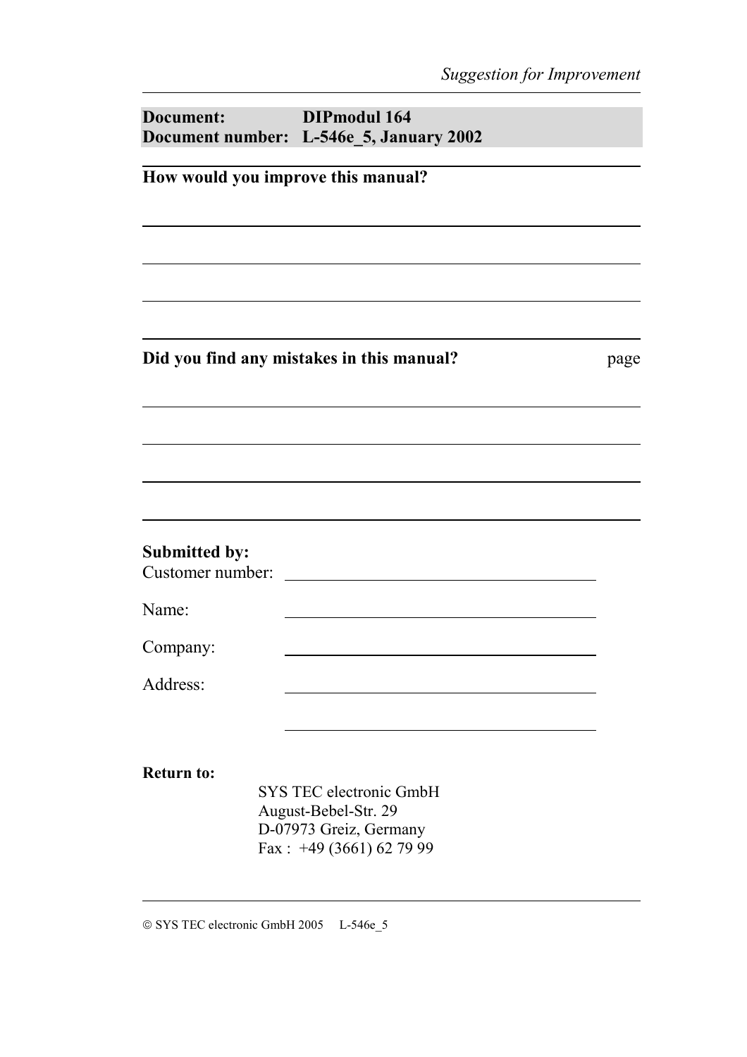**Document:** DIPmodul 164
**Document number:** L-546e_5, January 2002

**How would you improve this manual?**

**Did you find any mistakes in this manual?** page

**Submitted by:**

Customer number:

Name:

Company:

Address:

**Return to:**

SYS TEC electronic GmbH
August-Bebel-Str. 29
D-07973 Greiz, Germany
Fax : +49 (3661) 62 79 99

© SYS TEC electronic GmbH 2005 L-546e_5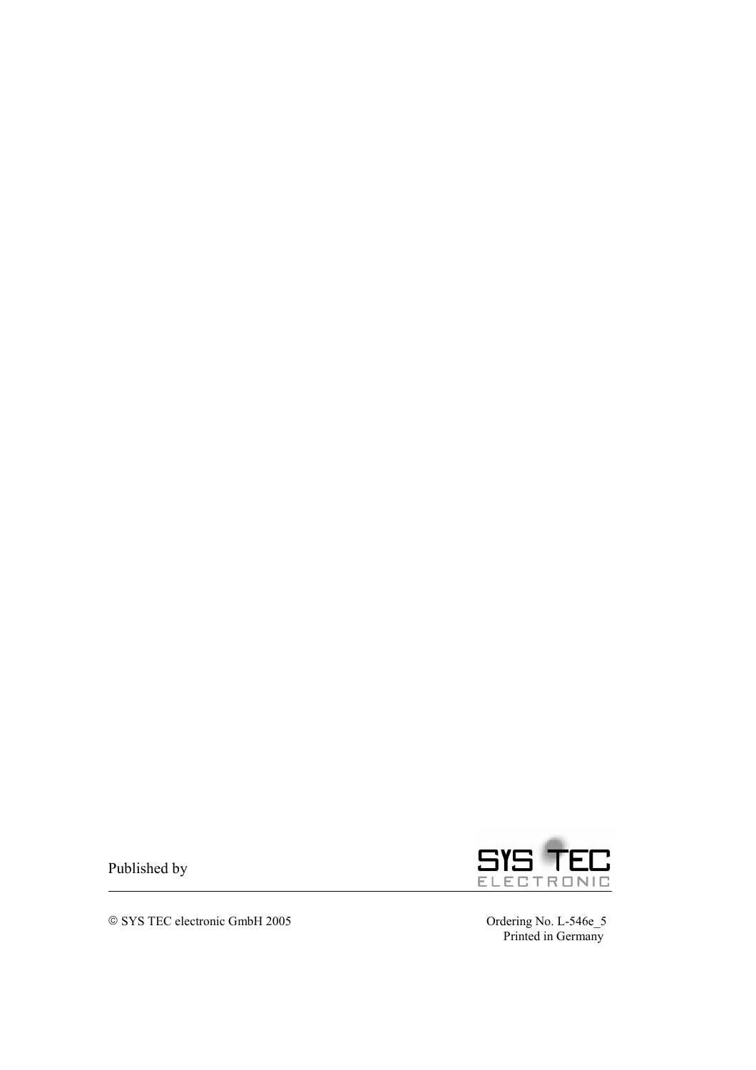Published by

SYS TEC ELECTRONIC

© SYS TEC electronic GmbH 2005

Ordering No. L-546e_5
Printed in Germany